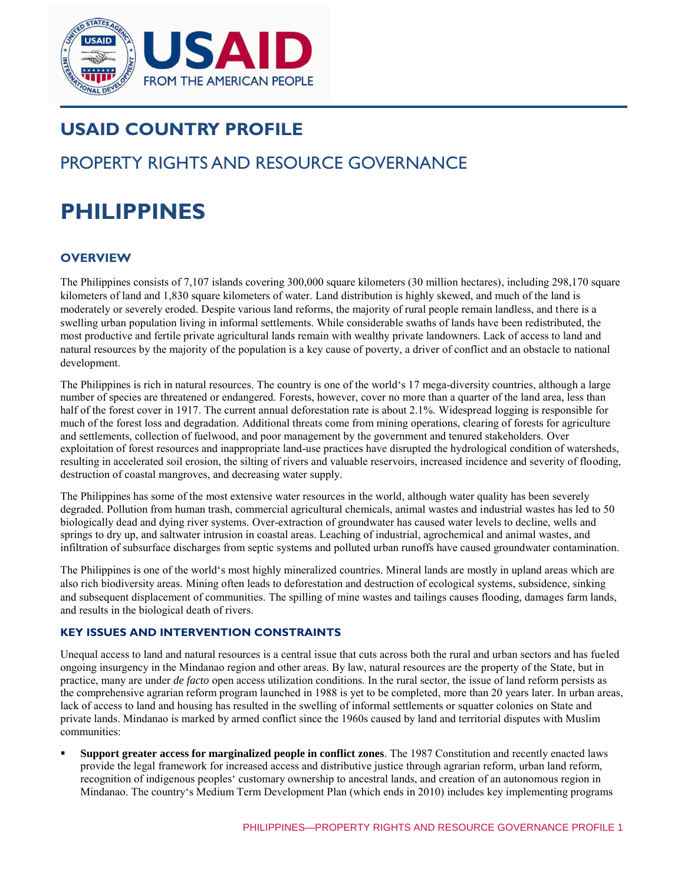# USAID COUNTRY PROFILE

## PROPERTY RIGHTS AND RESOURCE GOVERNANCE

# PHILIPPINES

### OVERVIEW

The Philippines consists of 7,107 islands covering 300,000 square kilometers (30 million hectares), including 298,170 square kilometers of land and 1,830 square kilometers of water. Land distribution is highly skewed, and much of the land is moderately or severely eroded. Despite various land reforms, the majority of rural people remain landless, and there is a swelling urban population living in informal settlements. While considerable swaths of lands have been redistributed, the most productive and fertile private agricultural lands remain with wealthy private landowners. Lack of access to land and natural resources by the majority of the population is a key cause of poverty, a driver of conflict and an obstacle to national development.

The Philippines is rich in natural resources. The country is one of the world's 17 mega-diversity countries, although a large number of species are threatened or endangered. Forests, however, cover no more than a quarter of the land area, less than half of the forest cover in 1917. The current annual deforestation rate is about 2.1%. Widespread logging is responsible for much of the forest loss and degradation. Additional threats come from mining operations, clearing of forests for agriculture and settlements, collection of fuelwood, and poor management by the government and tenured stakeholders. Over exploitation of forest resources and inappropriate land-use practices have disrupted the hydrological condition of watersheds, resulting in accelerated soil erosion, the silting of rivers and valuable reservoirs, increased incidence and severity of flooding, destruction of coastal mangroves, and decreasing water supply.

The Philippines has some of the most extensive water resources in the world, although water quality has been severely degraded. Pollution from human trash, commercial agricultural chemicals, animal wastes and industrial wastes has led to 50 biologically dead and dying river systems. Over-extraction of groundwater has caused water levels to decline, wells and springs to dry up, and saltwater intrusion in coastal areas. Leaching of industrial, agrochemical and animal wastes, and infiltration of subsurface discharges from septic systems and polluted urban runoffs have caused groundwater contamination.

The Philippines is one of the world's most highly mineralized countries. Mineral lands are mostly in upland areas which are also rich biodiversity areas. Mining often leads to deforestation and destruction of ecological systems, subsidence, sinking and subsequent displacement of communities. The spilling of mine wastes and tailings causes flooding, damages farm lands, and results in the biological death of rivers.

#### KEY ISSUES AND INTERVENTION CONSTRAINTS

Unequal access to land and natural resources is a central issue that cuts across both the rural and urban sectors and has fueled ongoing insurgency in the Mindanao region and other areas. By law, natural resources are the property of the State, but in practice, many are under *de facto* open access utilization conditions. In the rural sector, the issue of land reform persists as the comprehensive agrarian reform program launched in 1988 is yet to be completed, more than 20 years later. In urban areas, lack of access to land and housing has resulted in the swelling of informal settlements or squatter colonies on State and private lands. Mindanao is marked by armed conflict since the 1960s caused by land and territorial disputes with Muslim communities:

- **Support greater access for marginalized people in conflict zones**. The 1987 Constitution and recently enacted laws provide the legal framework for increased access and distributive justice through agrarian reform, urban land reform, recognition of indigenous peoples' customary ownership to ancestral lands, and creation of an autonomous region in Mindanao. The country's Medium Term Development Plan (which ends in 2010) includes key implementing programs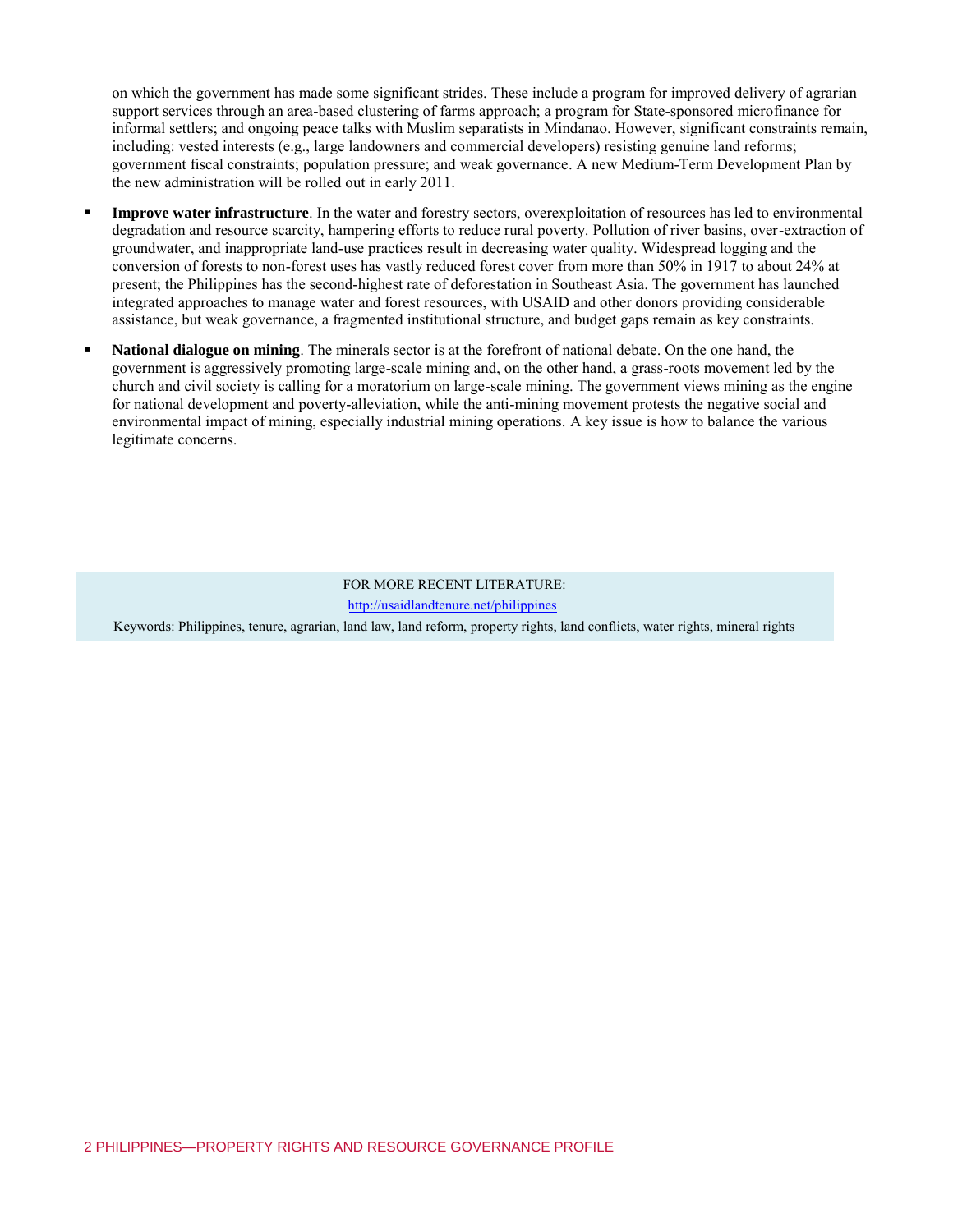on which the government has made some significant strides. These include a program for improved delivery of agrarian support services through an area-based clustering of farms approach; a program for State-sponsored microfinance for informal settlers; and ongoing peace talks with Muslim separatists in Mindanao. However, significant constraints remain, including: vested interests (e.g., large landowners and commercial developers) resisting genuine land reforms; government fiscal constraints; population pressure; and weak governance. A new Medium-Term Development Plan by the new administration will be rolled out in early 2011.

- **Improve water infrastructure**. In the water and forestry sectors, overexploitation of resources has led to environmental degradation and resource scarcity, hampering efforts to reduce rural poverty. Pollution of river basins, over-extraction of groundwater, and inappropriate land-use practices result in decreasing water quality. Widespread logging and the conversion of forests to non-forest uses has vastly reduced forest cover from more than 50% in 1917 to about 24% at present; the Philippines has the second-highest rate of deforestation in Southeast Asia. The government has launched integrated approaches to manage water and forest resources, with USAID and other donors providing considerable assistance, but weak governance, a fragmented institutional structure, and budget gaps remain as key constraints.

- **National dialogue on mining**. The minerals sector is at the forefront of national debate. On the one hand, the government is aggressively promoting large-scale mining and, on the other hand, a grass-roots movement led by the church and civil society is calling for a moratorium on large-scale mining. The government views mining as the engine for national development and poverty-alleviation, while the anti-mining movement protests the negative social and environmental impact of mining, especially industrial mining operations. A key issue is how to balance the various legitimate concerns.

FOR MORE RECENT LITERATURE:

http://usaidlandtenure.net/philippines

Keywords: Philippines, tenure, agrarian, land law, land reform, property rights, land conflicts, water rights, mineral rights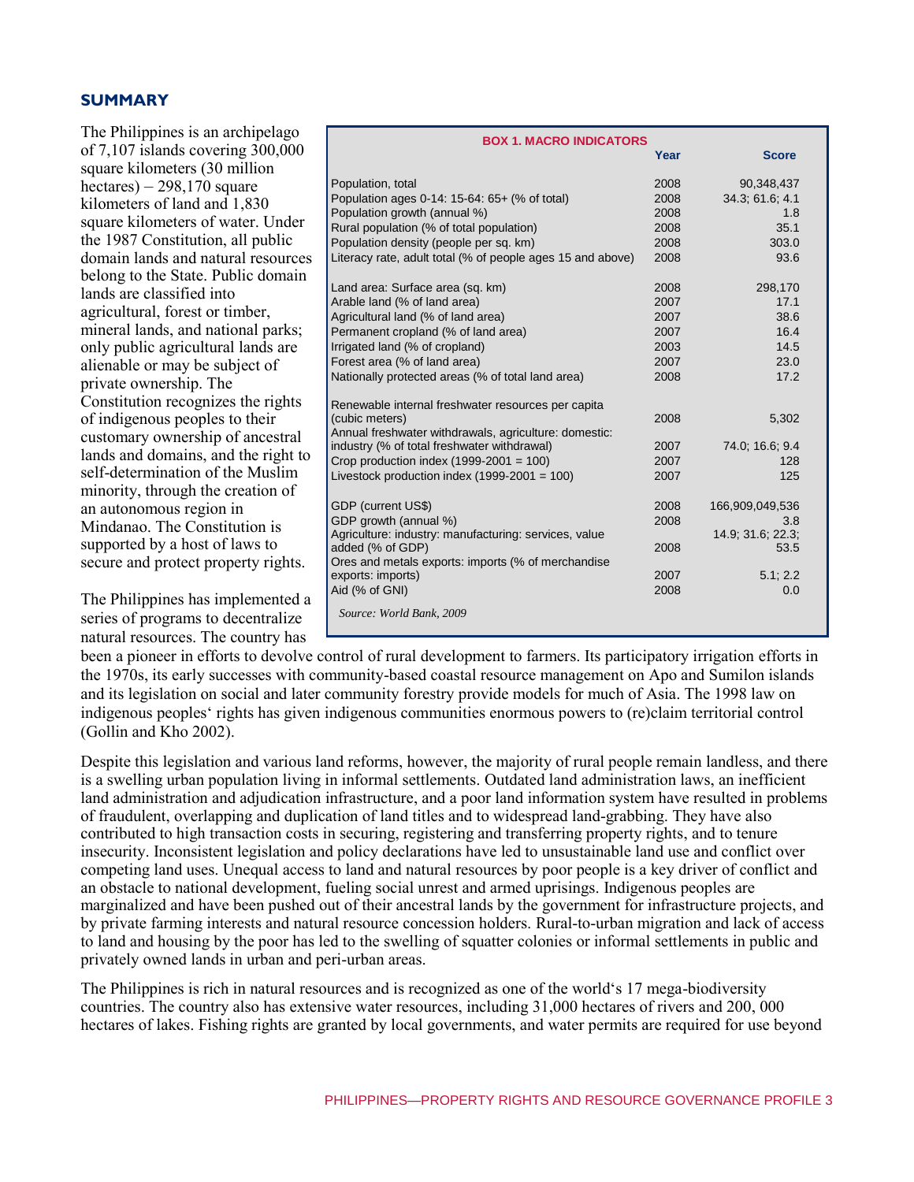## SUMMARY

The Philippines is an archipelago of 7,107 islands covering 300,000 square kilometers (30 million hectares) – 298,170 square kilometers of land and 1,830 square kilometers of water. Under the 1987 Constitution, all public domain lands and natural resources belong to the State. Public domain lands are classified into agricultural, forest or timber, mineral lands, and national parks; only public agricultural lands are alienable or may be subject of private ownership. The Constitution recognizes the rights of indigenous peoples to their customary ownership of ancestral lands and domains, and the right to self-determination of the Muslim minority, through the creation of an autonomous region in Mindanao. The Constitution is supported by a host of laws to secure and protect property rights.

| BOX 1. MACRO INDICATORS | Year | Score |
|---|---|---|
| Population, total | 2008 | 90,348,437 |
| Population ages 0-14: 15-64: 65+ (% of total) | 2008 | 34.3; 61.6; 4.1 |
| Population growth (annual %) | 2008 | 1.8 |
| Rural population (% of total population) | 2008 | 35.1 |
| Population density (people per sq. km) | 2008 | 303.0 |
| Literacy rate, adult total (% of people ages 15 and above) | 2008 | 93.6 |
| Land area: Surface area (sq. km) | 2008 | 298,170 |
| Arable land (% of land area) | 2007 | 17.1 |
| Agricultural land (% of land area) | 2007 | 38.6 |
| Permanent cropland (% of land area) | 2007 | 16.4 |
| Irrigated land (% of cropland) | 2003 | 14.5 |
| Forest area (% of land area) | 2007 | 23.0 |
| Nationally protected areas (% of total land area) | 2008 | 17.2 |
| Renewable internal freshwater resources per capita (cubic meters) | 2008 | 5,302 |
| Annual freshwater withdrawals, agriculture: domestic: industry (% of total freshwater withdrawal) | 2007 | 74.0; 16.6; 9.4 |
| Crop production index (1999-2001 = 100) | 2007 | 128 |
| Livestock production index (1999-2001 = 100) | 2007 | 125 |
| GDP (current US$) | 2008 | 166,909,049,536 |
| GDP growth (annual %) | 2008 | 3.8 |
| Agriculture: industry: manufacturing: services, value added (% of GDP) | 2008 | 14.9; 31.6; 22.3; 53.5 |
| Ores and metals exports: imports (% of merchandise exports: imports) | 2007 | 5.1; 2.2 |
| Aid (% of GNI) | 2008 | 0.0 |

*Source: World Bank, 2009*

The Philippines has implemented a series of programs to decentralize natural resources. The country has been a pioneer in efforts to devolve control of rural development to farmers. Its participatory irrigation efforts in the 1970s, its early successes with community-based coastal resource management on Apo and Sumilon islands and its legislation on social and later community forestry provide models for much of Asia. The 1998 law on indigenous peoples' rights has given indigenous communities enormous powers to (re)claim territorial control (Gollin and Kho 2002).

Despite this legislation and various land reforms, however, the majority of rural people remain landless, and there is a swelling urban population living in informal settlements. Outdated land administration laws, an inefficient land administration and adjudication infrastructure, and a poor land information system have resulted in problems of fraudulent, overlapping and duplication of land titles and to widespread land-grabbing. They have also contributed to high transaction costs in securing, registering and transferring property rights, and to tenure insecurity. Inconsistent legislation and policy declarations have led to unsustainable land use and conflict over competing land uses. Unequal access to land and natural resources by poor people is a key driver of conflict and an obstacle to national development, fueling social unrest and armed uprisings. Indigenous peoples are marginalized and have been pushed out of their ancestral lands by the government for infrastructure projects, and by private farming interests and natural resource concession holders. Rural-to-urban migration and lack of access to land and housing by the poor has led to the swelling of squatter colonies or informal settlements in public and privately owned lands in urban and peri-urban areas.

The Philippines is rich in natural resources and is recognized as one of the world's 17 mega-biodiversity countries. The country also has extensive water resources, including 31,000 hectares of rivers and 200, 000 hectares of lakes. Fishing rights are granted by local governments, and water permits are required for use beyond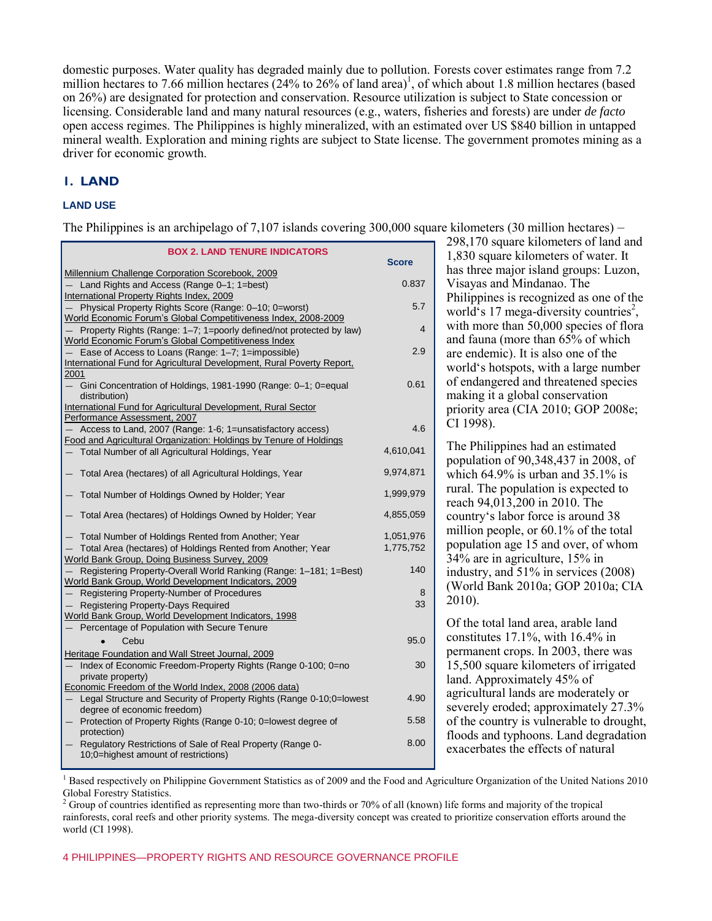domestic purposes. Water quality has degraded mainly due to pollution. Forests cover estimates range from 7.2 million hectares to 7.66 million hectares (24% to 26% of land area)[1], of which about 1.8 million hectares (based on 26%) are designated for protection and conservation. Resource utilization is subject to State concession or licensing. Considerable land and many natural resources (e.g., waters, fisheries and forests) are under *de facto* open access regimes. The Philippines is highly mineralized, with an estimated over US $840 billion in untapped mineral wealth. Exploration and mining rights are subject to State license. The government promotes mining as a driver for economic growth.

## I. LAND

### LAND USE

The Philippines is an archipelago of 7,107 islands covering 300,000 square kilometers (30 million hectares) – 298,170 square kilometers of land and 1,830 square kilometers of water. It has three major island groups: Luzon, Visayas and Mindanao. The Philippines is recognized as one of the world's 17 mega-diversity countries[2], with more than 50,000 species of flora and fauna (more than 65% of which are endemic). It is also one of the world's hotspots, with a large number of endangered and threatened species making it a global conservation priority area (CIA 2010; GOP 2008e; CI 1998).

The Philippines had an estimated population of 90,348,437 in 2008, of which 64.9% is urban and 35.1% is rural. The population is expected to reach 94,013,200 in 2010. The country's labor force is around 38 million people, or 60.1% of the total population age 15 and over, of whom 34% are in agriculture, 15% in industry, and 51% in services (2008) (World Bank 2010a; GOP 2010a; CIA 2010).

Of the total land area, arable land constitutes 17.1%, with 16.4% in permanent crops. In 2003, there was 15,500 square kilometers of irrigated land. Approximately 45% of agricultural lands are moderately or severely eroded; approximately 27.3% of the country is vulnerable to drought, floods and typhoons. Land degradation exacerbates the effects of natural

**BOX 2. LAND TENURE INDICATORS**

| | Score |
|---|---|
| Millennium Challenge Corporation Scorebook, 2009 | |
| — Land Rights and Access (Range 0–1; 1=best) | 0.837 |
| International Property Rights Index, 2009 | |
| — Physical Property Rights Score (Range: 0–10; 0=worst) | 5.7 |
| World Economic Forum's Global Competitiveness Index, 2008-2009 | |
| — Property Rights (Range: 1–7; 1=poorly defined/not protected by law) | 4 |
| World Economic Forum's Global Competitiveness Index | |
| — Ease of Access to Loans (Range: 1–7; 1=impossible) | 2.9 |
| International Fund for Agricultural Development, Rural Poverty Report, 2001 | |
| — Gini Concentration of Holdings, 1981-1990 (Range: 0–1; 0=equal distribution) | 0.61 |
| International Fund for Agricultural Development, Rural Sector Performance Assessment, 2007 | |
| — Access to Land, 2007 (Range: 1-6; 1=unsatisfactory access) | 4.6 |
| Food and Agricultural Organization: Holdings by Tenure of Holdings | |
| — Total Number of all Agricultural Holdings, Year | 4,610,041 |
| — Total Area (hectares) of all Agricultural Holdings, Year | 9,974,871 |
| — Total Number of Holdings Owned by Holder; Year | 1,999,979 |
| — Total Area (hectares) of Holdings Owned by Holder; Year | 4,855,059 |
| — Total Number of Holdings Rented from Another; Year | 1,051,976 |
| — Total Area (hectares) of Holdings Rented from Another; Year | 1,775,752 |
| World Bank Group, Doing Business Survey, 2009 | |
| — Registering Property-Overall World Ranking (Range: 1–181; 1=Best) | 140 |
| World Bank Group, World Development Indicators, 2009 | |
| — Registering Property-Number of Procedures | 8 |
| — Registering Property-Days Required | 33 |
| World Bank Group, World Development Indicators, 1998 | |
| — Percentage of Population with Secure Tenure | |
| • Cebu | 95.0 |
| Heritage Foundation and Wall Street Journal, 2009 | |
| — Index of Economic Freedom-Property Rights (Range 0-100; 0=no private property) | 30 |
| Economic Freedom of the World Index, 2008 (2006 data) | |
| — Legal Structure and Security of Property Rights (Range 0-10;0=lowest degree of economic freedom) | 4.90 |
| — Protection of Property Rights (Range 0-10; 0=lowest degree of protection) | 5.58 |
| — Regulatory Restrictions of Sale of Real Property (Range 0-10;0=highest amount of restrictions) | 8.00 |

[1] Based respectively on Philippine Government Statistics as of 2009 and the Food and Agriculture Organization of the United Nations 2010 Global Forestry Statistics.

[2] Group of countries identified as representing more than two-thirds or 70% of all (known) life forms and majority of the tropical rainforests, coral reefs and other priority systems. The mega-diversity concept was created to prioritize conservation efforts around the world (CI 1998).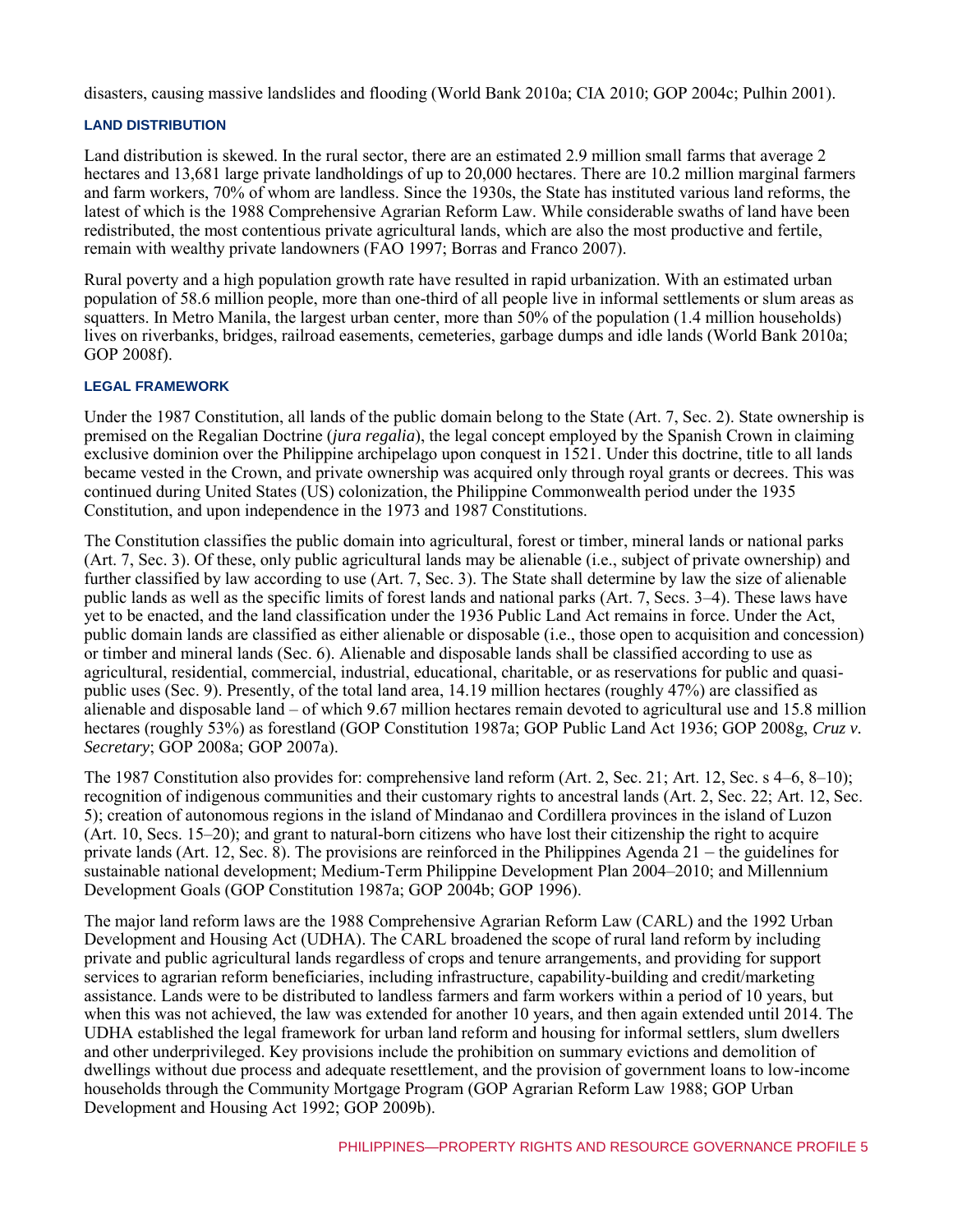disasters, causing massive landslides and flooding (World Bank 2010a; CIA 2010; GOP 2004c; Pulhin 2001).

### LAND DISTRIBUTION

Land distribution is skewed. In the rural sector, there are an estimated 2.9 million small farms that average 2 hectares and 13,681 large private landholdings of up to 20,000 hectares. There are 10.2 million marginal farmers and farm workers, 70% of whom are landless. Since the 1930s, the State has instituted various land reforms, the latest of which is the 1988 Comprehensive Agrarian Reform Law. While considerable swaths of land have been redistributed, the most contentious private agricultural lands, which are also the most productive and fertile, remain with wealthy private landowners (FAO 1997; Borras and Franco 2007).

Rural poverty and a high population growth rate have resulted in rapid urbanization. With an estimated urban population of 58.6 million people, more than one-third of all people live in informal settlements or slum areas as squatters. In Metro Manila, the largest urban center, more than 50% of the population (1.4 million households) lives on riverbanks, bridges, railroad easements, cemeteries, garbage dumps and idle lands (World Bank 2010a; GOP 2008f).

### LEGAL FRAMEWORK

Under the 1987 Constitution, all lands of the public domain belong to the State (Art. 7, Sec. 2). State ownership is premised on the Regalian Doctrine (*jura regalia*), the legal concept employed by the Spanish Crown in claiming exclusive dominion over the Philippine archipelago upon conquest in 1521. Under this doctrine, title to all lands became vested in the Crown, and private ownership was acquired only through royal grants or decrees. This was continued during United States (US) colonization, the Philippine Commonwealth period under the 1935 Constitution, and upon independence in the 1973 and 1987 Constitutions.

The Constitution classifies the public domain into agricultural, forest or timber, mineral lands or national parks (Art. 7, Sec. 3). Of these, only public agricultural lands may be alienable (i.e., subject of private ownership) and further classified by law according to use (Art. 7, Sec. 3). The State shall determine by law the size of alienable public lands as well as the specific limits of forest lands and national parks (Art. 7, Secs. 3–4). These laws have yet to be enacted, and the land classification under the 1936 Public Land Act remains in force. Under the Act, public domain lands are classified as either alienable or disposable (i.e., those open to acquisition and concession) or timber and mineral lands (Sec. 6). Alienable and disposable lands shall be classified according to use as agricultural, residential, commercial, industrial, educational, charitable, or as reservations for public and quasi-public uses (Sec. 9). Presently, of the total land area, 14.19 million hectares (roughly 47%) are classified as alienable and disposable land – of which 9.67 million hectares remain devoted to agricultural use and 15.8 million hectares (roughly 53%) as forestland (GOP Constitution 1987a; GOP Public Land Act 1936; GOP 2008g, *Cruz v. Secretary*; GOP 2008a; GOP 2007a).

The 1987 Constitution also provides for: comprehensive land reform (Art. 2, Sec. 21; Art. 12, Sec. s 4–6, 8–10); recognition of indigenous communities and their customary rights to ancestral lands (Art. 2, Sec. 22; Art. 12, Sec. 5); creation of autonomous regions in the island of Mindanao and Cordillera provinces in the island of Luzon (Art. 10, Secs. 15–20); and grant to natural-born citizens who have lost their citizenship the right to acquire private lands (Art. 12, Sec. 8). The provisions are reinforced in the Philippines Agenda 21 – the guidelines for sustainable national development; Medium-Term Philippine Development Plan 2004–2010; and Millennium Development Goals (GOP Constitution 1987a; GOP 2004b; GOP 1996).

The major land reform laws are the 1988 Comprehensive Agrarian Reform Law (CARL) and the 1992 Urban Development and Housing Act (UDHA). The CARL broadened the scope of rural land reform by including private and public agricultural lands regardless of crops and tenure arrangements, and providing for support services to agrarian reform beneficiaries, including infrastructure, capability-building and credit/marketing assistance. Lands were to be distributed to landless farmers and farm workers within a period of 10 years, but when this was not achieved, the law was extended for another 10 years, and then again extended until 2014. The UDHA established the legal framework for urban land reform and housing for informal settlers, slum dwellers and other underprivileged. Key provisions include the prohibition on summary evictions and demolition of dwellings without due process and adequate resettlement, and the provision of government loans to low-income households through the Community Mortgage Program (GOP Agrarian Reform Law 1988; GOP Urban Development and Housing Act 1992; GOP 2009b).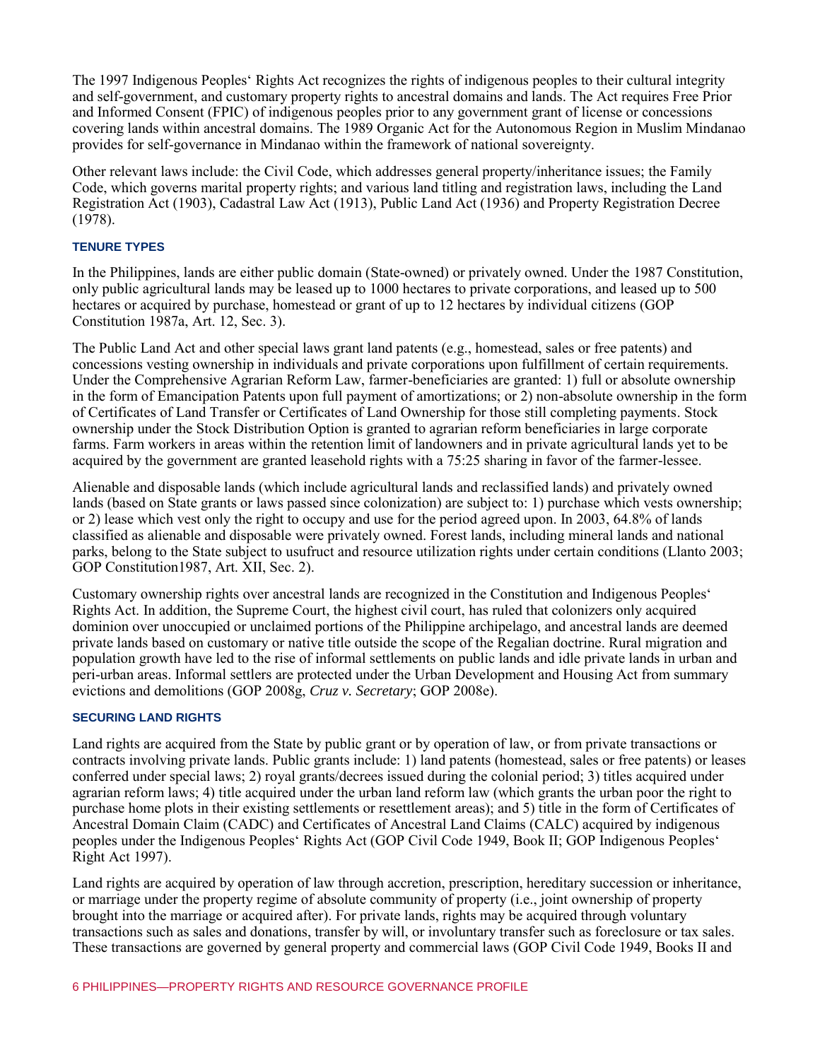The 1997 Indigenous Peoples' Rights Act recognizes the rights of indigenous peoples to their cultural integrity and self-government, and customary property rights to ancestral domains and lands. The Act requires Free Prior and Informed Consent (FPIC) of indigenous peoples prior to any government grant of license or concessions covering lands within ancestral domains. The 1989 Organic Act for the Autonomous Region in Muslim Mindanao provides for self-governance in Mindanao within the framework of national sovereignty.

Other relevant laws include: the Civil Code, which addresses general property/inheritance issues; the Family Code, which governs marital property rights; and various land titling and registration laws, including the Land Registration Act (1903), Cadastral Law Act (1913), Public Land Act (1936) and Property Registration Decree (1978).

### TENURE TYPES

In the Philippines, lands are either public domain (State-owned) or privately owned. Under the 1987 Constitution, only public agricultural lands may be leased up to 1000 hectares to private corporations, and leased up to 500 hectares or acquired by purchase, homestead or grant of up to 12 hectares by individual citizens (GOP Constitution 1987a, Art. 12, Sec. 3).

The Public Land Act and other special laws grant land patents (e.g., homestead, sales or free patents) and concessions vesting ownership in individuals and private corporations upon fulfillment of certain requirements. Under the Comprehensive Agrarian Reform Law, farmer-beneficiaries are granted: 1) full or absolute ownership in the form of Emancipation Patents upon full payment of amortizations; or 2) non-absolute ownership in the form of Certificates of Land Transfer or Certificates of Land Ownership for those still completing payments. Stock ownership under the Stock Distribution Option is granted to agrarian reform beneficiaries in large corporate farms. Farm workers in areas within the retention limit of landowners and in private agricultural lands yet to be acquired by the government are granted leasehold rights with a 75:25 sharing in favor of the farmer-lessee.

Alienable and disposable lands (which include agricultural lands and reclassified lands) and privately owned lands (based on State grants or laws passed since colonization) are subject to: 1) purchase which vests ownership; or 2) lease which vest only the right to occupy and use for the period agreed upon. In 2003, 64.8% of lands classified as alienable and disposable were privately owned. Forest lands, including mineral lands and national parks, belong to the State subject to usufruct and resource utilization rights under certain conditions (Llanto 2003; GOP Constitution1987, Art. XII, Sec. 2).

Customary ownership rights over ancestral lands are recognized in the Constitution and Indigenous Peoples' Rights Act. In addition, the Supreme Court, the highest civil court, has ruled that colonizers only acquired dominion over unoccupied or unclaimed portions of the Philippine archipelago, and ancestral lands are deemed private lands based on customary or native title outside the scope of the Regalian doctrine. Rural migration and population growth have led to the rise of informal settlements on public lands and idle private lands in urban and peri-urban areas. Informal settlers are protected under the Urban Development and Housing Act from summary evictions and demolitions (GOP 2008g, *Cruz v. Secretary*; GOP 2008e).

### SECURING LAND RIGHTS

Land rights are acquired from the State by public grant or by operation of law, or from private transactions or contracts involving private lands. Public grants include: 1) land patents (homestead, sales or free patents) or leases conferred under special laws; 2) royal grants/decrees issued during the colonial period; 3) titles acquired under agrarian reform laws; 4) title acquired under the urban land reform law (which grants the urban poor the right to purchase home plots in their existing settlements or resettlement areas); and 5) title in the form of Certificates of Ancestral Domain Claim (CADC) and Certificates of Ancestral Land Claims (CALC) acquired by indigenous peoples under the Indigenous Peoples' Rights Act (GOP Civil Code 1949, Book II; GOP Indigenous Peoples' Right Act 1997).

Land rights are acquired by operation of law through accretion, prescription, hereditary succession or inheritance, or marriage under the property regime of absolute community of property (i.e., joint ownership of property brought into the marriage or acquired after). For private lands, rights may be acquired through voluntary transactions such as sales and donations, transfer by will, or involuntary transfer such as foreclosure or tax sales. These transactions are governed by general property and commercial laws (GOP Civil Code 1949, Books II and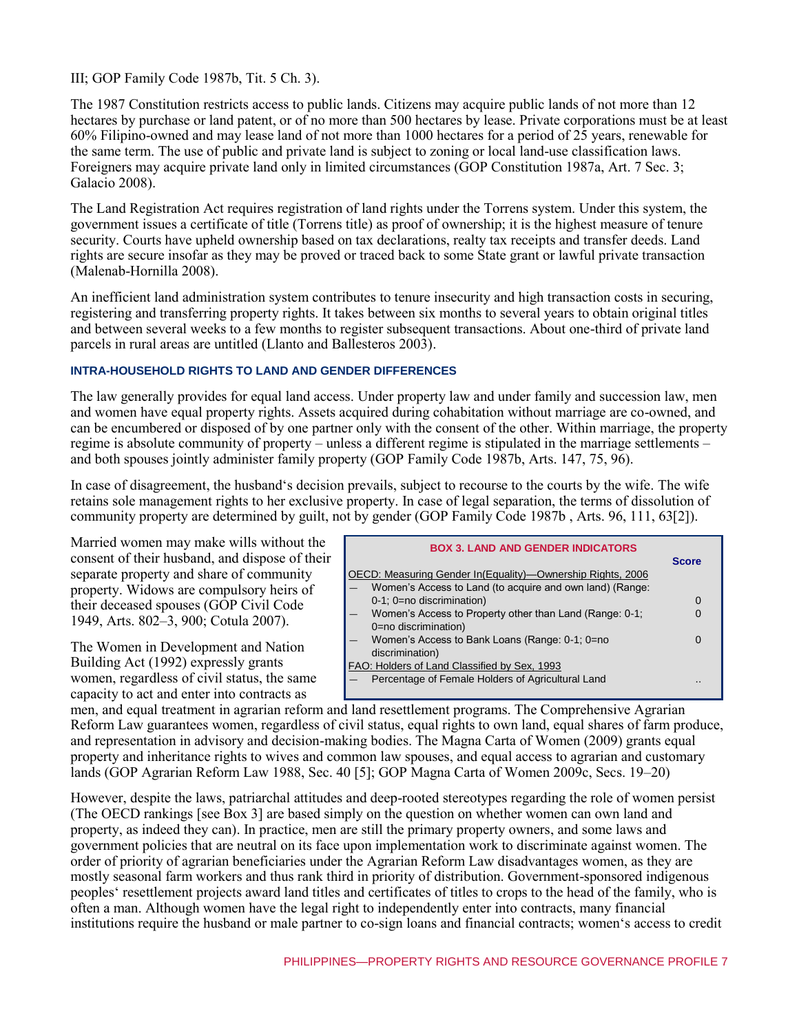III; GOP Family Code 1987b, Tit. 5 Ch. 3).

The 1987 Constitution restricts access to public lands. Citizens may acquire public lands of not more than 12 hectares by purchase or land patent, or of no more than 500 hectares by lease. Private corporations must be at least 60% Filipino-owned and may lease land of not more than 1000 hectares for a period of 25 years, renewable for the same term. The use of public and private land is subject to zoning or local land-use classification laws. Foreigners may acquire private land only in limited circumstances (GOP Constitution 1987a, Art. 7 Sec. 3; Galacio 2008).

The Land Registration Act requires registration of land rights under the Torrens system. Under this system, the government issues a certificate of title (Torrens title) as proof of ownership; it is the highest measure of tenure security. Courts have upheld ownership based on tax declarations, realty tax receipts and transfer deeds. Land rights are secure insofar as they may be proved or traced back to some State grant or lawful private transaction (Malenab-Hornilla 2008).

An inefficient land administration system contributes to tenure insecurity and high transaction costs in securing, registering and transferring property rights. It takes between six months to several years to obtain original titles and between several weeks to a few months to register subsequent transactions. About one-third of private land parcels in rural areas are untitled (Llanto and Ballesteros 2003).

### INTRA-HOUSEHOLD RIGHTS TO LAND AND GENDER DIFFERENCES

The law generally provides for equal land access. Under property law and under family and succession law, men and women have equal property rights. Assets acquired during cohabitation without marriage are co-owned, and can be encumbered or disposed of by one partner only with the consent of the other. Within marriage, the property regime is absolute community of property – unless a different regime is stipulated in the marriage settlements – and both spouses jointly administer family property (GOP Family Code 1987b, Arts. 147, 75, 96).

In case of disagreement, the husband's decision prevails, subject to recourse to the courts by the wife. The wife retains sole management rights to her exclusive property. In case of legal separation, the terms of dissolution of community property are determined by guilt, not by gender (GOP Family Code 1987b , Arts. 96, 111, 63[2]).

Married women may make wills without the consent of their husband, and dispose of their separate property and share of community property. Widows are compulsory heirs of their deceased spouses (GOP Civil Code 1949, Arts. 802–3, 900; Cotula 2007).

The Women in Development and Nation Building Act (1992) expressly grants women, regardless of civil status, the same capacity to act and enter into contracts as men, and equal treatment in agrarian reform and land resettlement programs. The Comprehensive Agrarian Reform Law guarantees women, regardless of civil status, equal rights to own land, equal shares of farm produce, and representation in advisory and decision-making bodies. The Magna Carta of Women (2009) grants equal property and inheritance rights to wives and common law spouses, and equal access to agrarian and customary lands (GOP Agrarian Reform Law 1988, Sec. 40 [5]; GOP Magna Carta of Women 2009c, Secs. 19–20)

**BOX 3. LAND AND GENDER INDICATORS**

| | Score |
|---|---|
| OECD: Measuring Gender In(Equality)—Ownership Rights, 2006 | |
| — Women's Access to Land (to acquire and own land) (Range: 0-1; 0=no discrimination) | 0 |
| — Women's Access to Property other than Land (Range: 0-1; 0=no discrimination) | 0 |
| — Women's Access to Bank Loans (Range: 0-1; 0=no discrimination) | 0 |
| FAO: Holders of Land Classified by Sex, 1993 | |
| — Percentage of Female Holders of Agricultural Land | .. |

However, despite the laws, patriarchal attitudes and deep-rooted stereotypes regarding the role of women persist (The OECD rankings [see Box 3] are based simply on the question on whether women can own land and property, as indeed they can). In practice, men are still the primary property owners, and some laws and government policies that are neutral on its face upon implementation work to discriminate against women. The order of priority of agrarian beneficiaries under the Agrarian Reform Law disadvantages women, as they are mostly seasonal farm workers and thus rank third in priority of distribution. Government-sponsored indigenous peoples' resettlement projects award land titles and certificates of titles to crops to the head of the family, who is often a man. Although women have the legal right to independently enter into contracts, many financial institutions require the husband or male partner to co-sign loans and financial contracts; women's access to credit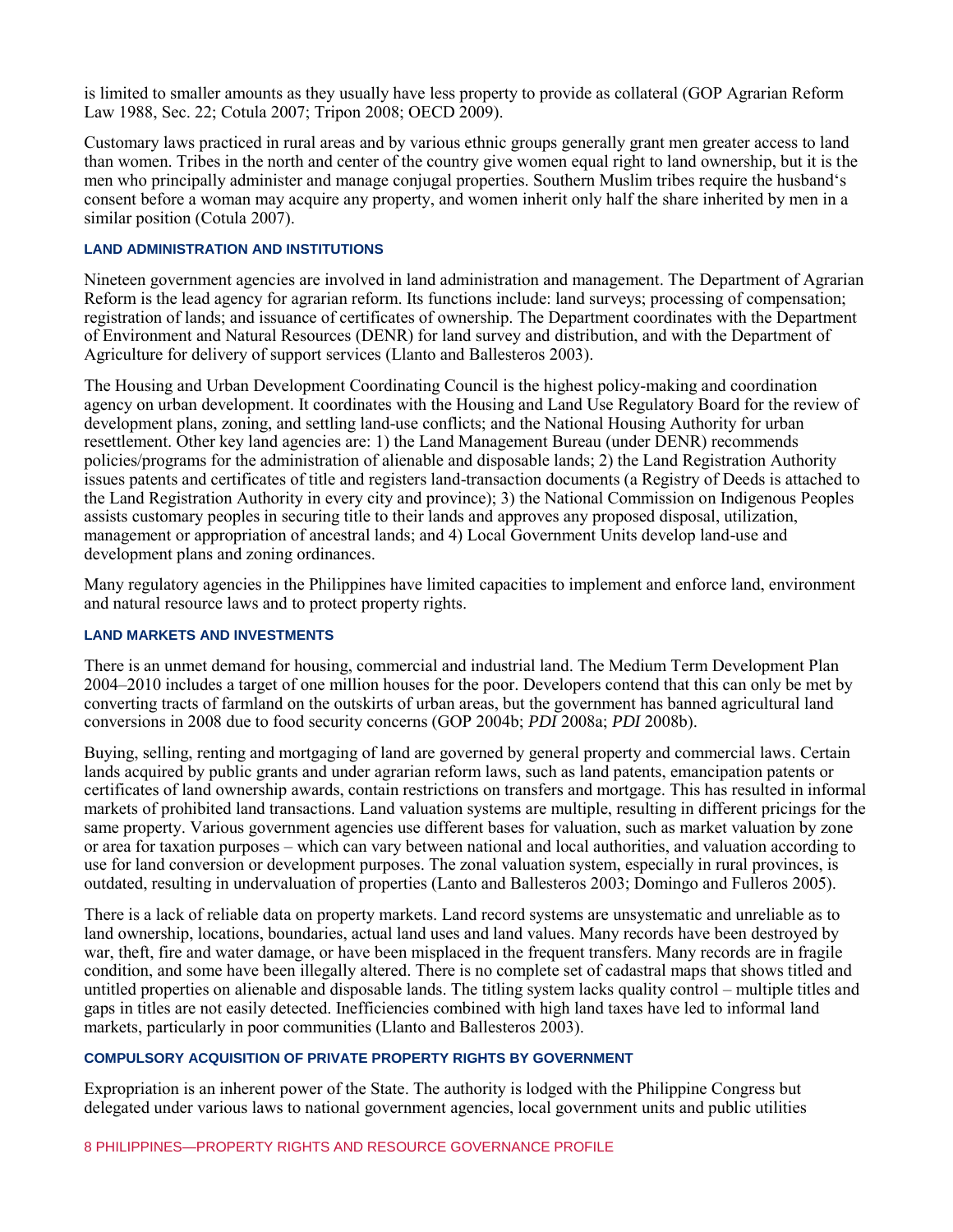is limited to smaller amounts as they usually have less property to provide as collateral (GOP Agrarian Reform Law 1988, Sec. 22; Cotula 2007; Tripon 2008; OECD 2009).

Customary laws practiced in rural areas and by various ethnic groups generally grant men greater access to land than women. Tribes in the north and center of the country give women equal right to land ownership, but it is the men who principally administer and manage conjugal properties. Southern Muslim tribes require the husband‘s consent before a woman may acquire any property, and women inherit only half the share inherited by men in a similar position (Cotula 2007).

#### LAND ADMINISTRATION AND INSTITUTIONS

Nineteen government agencies are involved in land administration and management. The Department of Agrarian Reform is the lead agency for agrarian reform. Its functions include: land surveys; processing of compensation; registration of lands; and issuance of certificates of ownership. The Department coordinates with the Department of Environment and Natural Resources (DENR) for land survey and distribution, and with the Department of Agriculture for delivery of support services (Llanto and Ballesteros 2003).

The Housing and Urban Development Coordinating Council is the highest policy-making and coordination agency on urban development. It coordinates with the Housing and Land Use Regulatory Board for the review of development plans, zoning, and settling land-use conflicts; and the National Housing Authority for urban resettlement. Other key land agencies are: 1) the Land Management Bureau (under DENR) recommends policies/programs for the administration of alienable and disposable lands; 2) the Land Registration Authority issues patents and certificates of title and registers land-transaction documents (a Registry of Deeds is attached to the Land Registration Authority in every city and province); 3) the National Commission on Indigenous Peoples assists customary peoples in securing title to their lands and approves any proposed disposal, utilization, management or appropriation of ancestral lands; and 4) Local Government Units develop land-use and development plans and zoning ordinances.

Many regulatory agencies in the Philippines have limited capacities to implement and enforce land, environment and natural resource laws and to protect property rights.

#### LAND MARKETS AND INVESTMENTS

There is an unmet demand for housing, commercial and industrial land. The Medium Term Development Plan 2004–2010 includes a target of one million houses for the poor. Developers contend that this can only be met by converting tracts of farmland on the outskirts of urban areas, but the government has banned agricultural land conversions in 2008 due to food security concerns (GOP 2004b; *PDI* 2008a; *PDI* 2008b).

Buying, selling, renting and mortgaging of land are governed by general property and commercial laws. Certain lands acquired by public grants and under agrarian reform laws, such as land patents, emancipation patents or certificates of land ownership awards, contain restrictions on transfers and mortgage. This has resulted in informal markets of prohibited land transactions. Land valuation systems are multiple, resulting in different pricings for the same property. Various government agencies use different bases for valuation, such as market valuation by zone or area for taxation purposes – which can vary between national and local authorities, and valuation according to use for land conversion or development purposes. The zonal valuation system, especially in rural provinces, is outdated, resulting in undervaluation of properties (Lanto and Ballesteros 2003; Domingo and Fulleros 2005).

There is a lack of reliable data on property markets. Land record systems are unsystematic and unreliable as to land ownership, locations, boundaries, actual land uses and land values. Many records have been destroyed by war, theft, fire and water damage, or have been misplaced in the frequent transfers. Many records are in fragile condition, and some have been illegally altered. There is no complete set of cadastral maps that shows titled and untitled properties on alienable and disposable lands. The titling system lacks quality control – multiple titles and gaps in titles are not easily detected. Inefficiencies combined with high land taxes have led to informal land markets, particularly in poor communities (Llanto and Ballesteros 2003).

#### COMPULSORY ACQUISITION OF PRIVATE PROPERTY RIGHTS BY GOVERNMENT

Expropriation is an inherent power of the State. The authority is lodged with the Philippine Congress but delegated under various laws to national government agencies, local government units and public utilities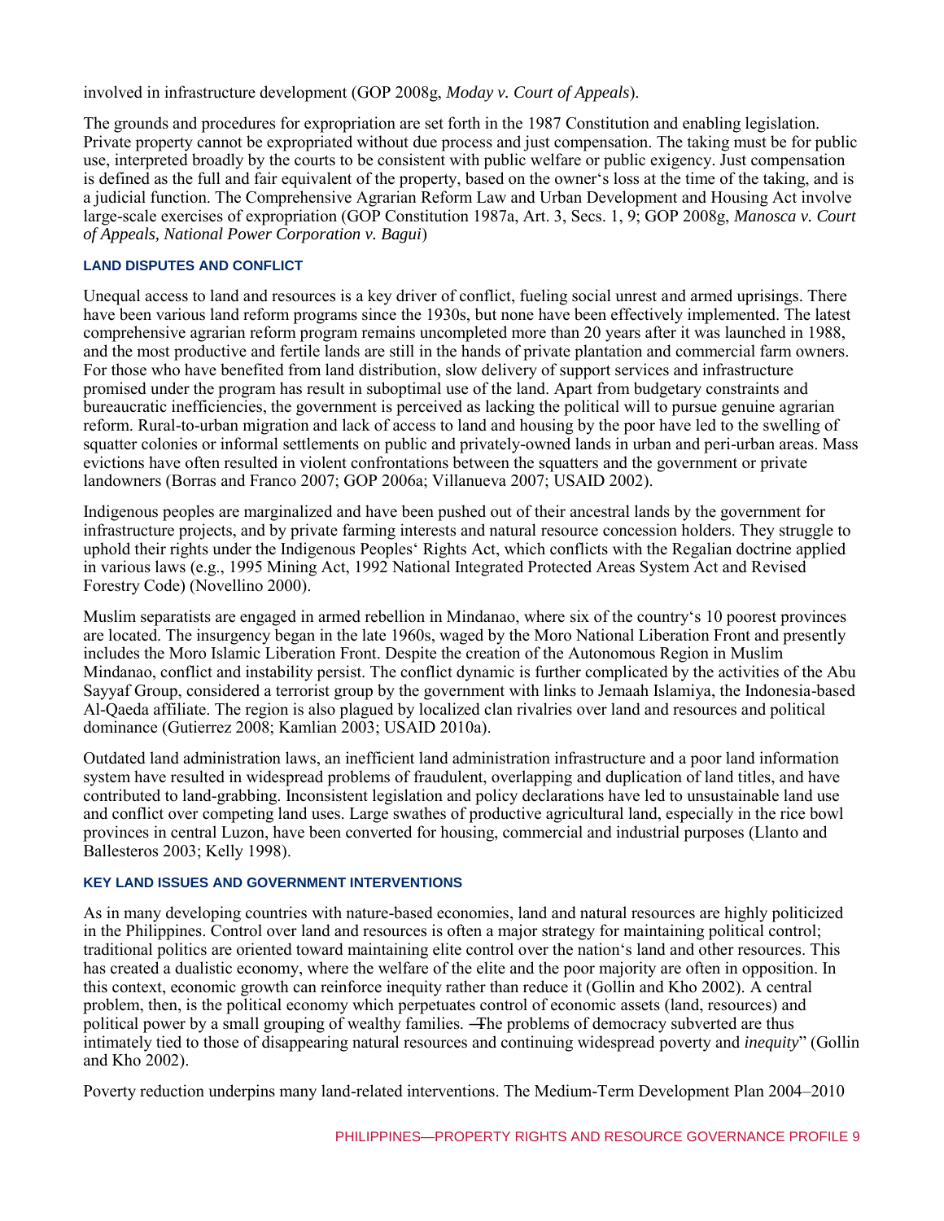involved in infrastructure development (GOP 2008g, *Moday v. Court of Appeals*).

The grounds and procedures for expropriation are set forth in the 1987 Constitution and enabling legislation. Private property cannot be expropriated without due process and just compensation. The taking must be for public use, interpreted broadly by the courts to be consistent with public welfare or public exigency. Just compensation is defined as the full and fair equivalent of the property, based on the owner's loss at the time of the taking, and is a judicial function. The Comprehensive Agrarian Reform Law and Urban Development and Housing Act involve large-scale exercises of expropriation (GOP Constitution 1987a, Art. 3, Secs. 1, 9; GOP 2008g, *Manosca v. Court of Appeals, National Power Corporation v. Bagui*)

### LAND DISPUTES AND CONFLICT

Unequal access to land and resources is a key driver of conflict, fueling social unrest and armed uprisings. There have been various land reform programs since the 1930s, but none have been effectively implemented. The latest comprehensive agrarian reform program remains uncompleted more than 20 years after it was launched in 1988, and the most productive and fertile lands are still in the hands of private plantation and commercial farm owners. For those who have benefited from land distribution, slow delivery of support services and infrastructure promised under the program has result in suboptimal use of the land. Apart from budgetary constraints and bureaucratic inefficiencies, the government is perceived as lacking the political will to pursue genuine agrarian reform. Rural-to-urban migration and lack of access to land and housing by the poor have led to the swelling of squatter colonies or informal settlements on public and privately-owned lands in urban and peri-urban areas. Mass evictions have often resulted in violent confrontations between the squatters and the government or private landowners (Borras and Franco 2007; GOP 2006a; Villanueva 2007; USAID 2002).

Indigenous peoples are marginalized and have been pushed out of their ancestral lands by the government for infrastructure projects, and by private farming interests and natural resource concession holders. They struggle to uphold their rights under the Indigenous Peoples' Rights Act, which conflicts with the Regalian doctrine applied in various laws (e.g., 1995 Mining Act, 1992 National Integrated Protected Areas System Act and Revised Forestry Code) (Novellino 2000).

Muslim separatists are engaged in armed rebellion in Mindanao, where six of the country's 10 poorest provinces are located. The insurgency began in the late 1960s, waged by the Moro National Liberation Front and presently includes the Moro Islamic Liberation Front. Despite the creation of the Autonomous Region in Muslim Mindanao, conflict and instability persist. The conflict dynamic is further complicated by the activities of the Abu Sayyaf Group, considered a terrorist group by the government with links to Jemaah Islamiya, the Indonesia-based Al-Qaeda affiliate. The region is also plagued by localized clan rivalries over land and resources and political dominance (Gutierrez 2008; Kamlian 2003; USAID 2010a).

Outdated land administration laws, an inefficient land administration infrastructure and a poor land information system have resulted in widespread problems of fraudulent, overlapping and duplication of land titles, and have contributed to land-grabbing. Inconsistent legislation and policy declarations have led to unsustainable land use and conflict over competing land uses. Large swathes of productive agricultural land, especially in the rice bowl provinces in central Luzon, have been converted for housing, commercial and industrial purposes (Llanto and Ballesteros 2003; Kelly 1998).

### KEY LAND ISSUES AND GOVERNMENT INTERVENTIONS

As in many developing countries with nature-based economies, land and natural resources are highly politicized in the Philippines. Control over land and resources is often a major strategy for maintaining political control; traditional politics are oriented toward maintaining elite control over the nation's land and other resources. This has created a dualistic economy, where the welfare of the elite and the poor majority are often in opposition. In this context, economic growth can reinforce inequity rather than reduce it (Gollin and Kho 2002). A central problem, then, is the political economy which perpetuates control of economic assets (land, resources) and political power by a small grouping of wealthy families. "The problems of democracy subverted are thus intimately tied to those of disappearing natural resources and continuing widespread poverty and *inequity*" (Gollin and Kho 2002).

Poverty reduction underpins many land-related interventions. The Medium-Term Development Plan 2004–2010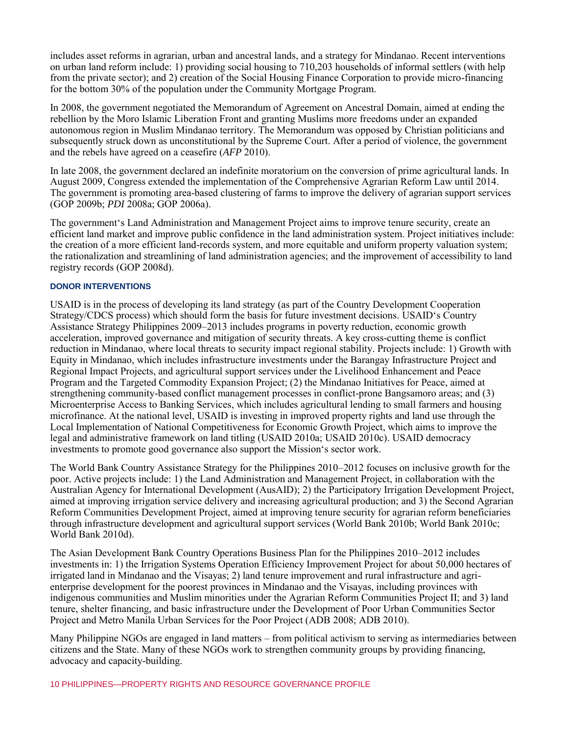includes asset reforms in agrarian, urban and ancestral lands, and a strategy for Mindanao. Recent interventions on urban land reform include: 1) providing social housing to 710,203 households of informal settlers (with help from the private sector); and 2) creation of the Social Housing Finance Corporation to provide micro-financing for the bottom 30% of the population under the Community Mortgage Program.

In 2008, the government negotiated the Memorandum of Agreement on Ancestral Domain, aimed at ending the rebellion by the Moro Islamic Liberation Front and granting Muslims more freedoms under an expanded autonomous region in Muslim Mindanao territory. The Memorandum was opposed by Christian politicians and subsequently struck down as unconstitutional by the Supreme Court. After a period of violence, the government and the rebels have agreed on a ceasefire (*AFP* 2010).

In late 2008, the government declared an indefinite moratorium on the conversion of prime agricultural lands. In August 2009, Congress extended the implementation of the Comprehensive Agrarian Reform Law until 2014. The government is promoting area-based clustering of farms to improve the delivery of agrarian support services (GOP 2009b; *PDI* 2008a; GOP 2006a).

The government's Land Administration and Management Project aims to improve tenure security, create an efficient land market and improve public confidence in the land administration system. Project initiatives include: the creation of a more efficient land-records system, and more equitable and uniform property valuation system; the rationalization and streamlining of land administration agencies; and the improvement of accessibility to land registry records (GOP 2008d).

#### DONOR INTERVENTIONS

USAID is in the process of developing its land strategy (as part of the Country Development Cooperation Strategy/CDCS process) which should form the basis for future investment decisions. USAID's Country Assistance Strategy Philippines 2009–2013 includes programs in poverty reduction, economic growth acceleration, improved governance and mitigation of security threats. A key cross-cutting theme is conflict reduction in Mindanao, where local threats to security impact regional stability. Projects include: 1) Growth with Equity in Mindanao, which includes infrastructure investments under the Barangay Infrastructure Project and Regional Impact Projects, and agricultural support services under the Livelihood Enhancement and Peace Program and the Targeted Commodity Expansion Project; (2) the Mindanao Initiatives for Peace, aimed at strengthening community-based conflict management processes in conflict-prone Bangsamoro areas; and (3) Microenterprise Access to Banking Services, which includes agricultural lending to small farmers and housing microfinance. At the national level, USAID is investing in improved property rights and land use through the Local Implementation of National Competitiveness for Economic Growth Project, which aims to improve the legal and administrative framework on land titling (USAID 2010a; USAID 2010c). USAID democracy investments to promote good governance also support the Mission's sector work.

The World Bank Country Assistance Strategy for the Philippines 2010–2012 focuses on inclusive growth for the poor. Active projects include: 1) the Land Administration and Management Project, in collaboration with the Australian Agency for International Development (AusAID); 2) the Participatory Irrigation Development Project, aimed at improving irrigation service delivery and increasing agricultural production; and 3) the Second Agrarian Reform Communities Development Project, aimed at improving tenure security for agrarian reform beneficiaries through infrastructure development and agricultural support services (World Bank 2010b; World Bank 2010c; World Bank 2010d).

The Asian Development Bank Country Operations Business Plan for the Philippines 2010–2012 includes investments in: 1) the Irrigation Systems Operation Efficiency Improvement Project for about 50,000 hectares of irrigated land in Mindanao and the Visayas; 2) land tenure improvement and rural infrastructure and agri-enterprise development for the poorest provinces in Mindanao and the Visayas, including provinces with indigenous communities and Muslim minorities under the Agrarian Reform Communities Project II; and 3) land tenure, shelter financing, and basic infrastructure under the Development of Poor Urban Communities Sector Project and Metro Manila Urban Services for the Poor Project (ADB 2008; ADB 2010).

Many Philippine NGOs are engaged in land matters – from political activism to serving as intermediaries between citizens and the State. Many of these NGOs work to strengthen community groups by providing financing, advocacy and capacity-building.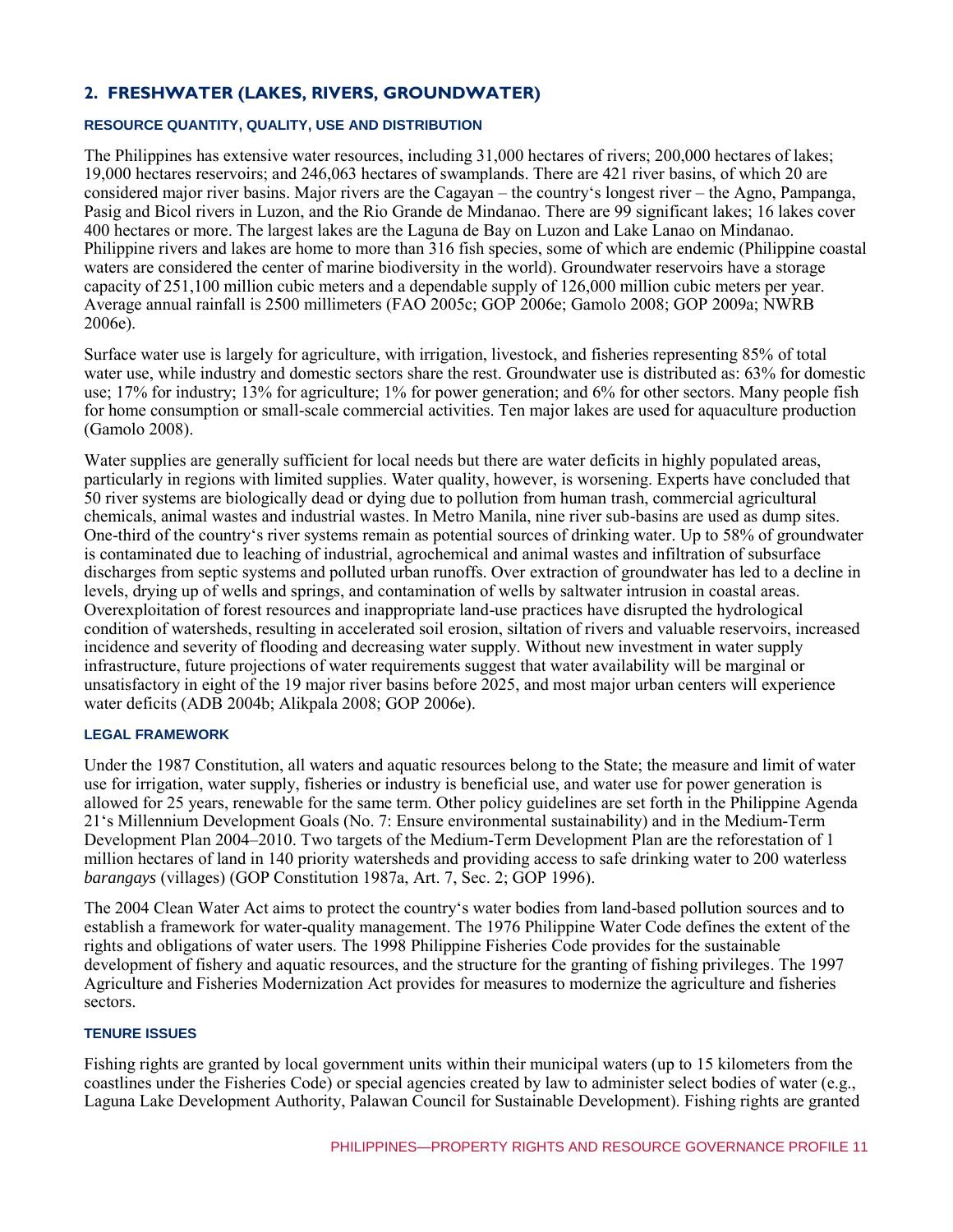## 2. FRESHWATER (LAKES, RIVERS, GROUNDWATER)

### RESOURCE QUANTITY, QUALITY, USE AND DISTRIBUTION

The Philippines has extensive water resources, including 31,000 hectares of rivers; 200,000 hectares of lakes; 19,000 hectares reservoirs; and 246,063 hectares of swamplands. There are 421 river basins, of which 20 are considered major river basins. Major rivers are the Cagayan – the country's longest river – the Agno, Pampanga, Pasig and Bicol rivers in Luzon, and the Rio Grande de Mindanao. There are 99 significant lakes; 16 lakes cover 400 hectares or more. The largest lakes are the Laguna de Bay on Luzon and Lake Lanao on Mindanao. Philippine rivers and lakes are home to more than 316 fish species, some of which are endemic (Philippine coastal waters are considered the center of marine biodiversity in the world). Groundwater reservoirs have a storage capacity of 251,100 million cubic meters and a dependable supply of 126,000 million cubic meters per year. Average annual rainfall is 2500 millimeters (FAO 2005c; GOP 2006e; Gamolo 2008; GOP 2009a; NWRB 2006e).

Surface water use is largely for agriculture, with irrigation, livestock, and fisheries representing 85% of total water use, while industry and domestic sectors share the rest. Groundwater use is distributed as: 63% for domestic use; 17% for industry; 13% for agriculture; 1% for power generation; and 6% for other sectors. Many people fish for home consumption or small-scale commercial activities. Ten major lakes are used for aquaculture production (Gamolo 2008).

Water supplies are generally sufficient for local needs but there are water deficits in highly populated areas, particularly in regions with limited supplies. Water quality, however, is worsening. Experts have concluded that 50 river systems are biologically dead or dying due to pollution from human trash, commercial agricultural chemicals, animal wastes and industrial wastes. In Metro Manila, nine river sub-basins are used as dump sites. One-third of the country's river systems remain as potential sources of drinking water. Up to 58% of groundwater is contaminated due to leaching of industrial, agrochemical and animal wastes and infiltration of subsurface discharges from septic systems and polluted urban runoffs. Over extraction of groundwater has led to a decline in levels, drying up of wells and springs, and contamination of wells by saltwater intrusion in coastal areas. Overexploitation of forest resources and inappropriate land-use practices have disrupted the hydrological condition of watersheds, resulting in accelerated soil erosion, siltation of rivers and valuable reservoirs, increased incidence and severity of flooding and decreasing water supply. Without new investment in water supply infrastructure, future projections of water requirements suggest that water availability will be marginal or unsatisfactory in eight of the 19 major river basins before 2025, and most major urban centers will experience water deficits (ADB 2004b; Alikpala 2008; GOP 2006e).

### LEGAL FRAMEWORK

Under the 1987 Constitution, all waters and aquatic resources belong to the State; the measure and limit of water use for irrigation, water supply, fisheries or industry is beneficial use, and water use for power generation is allowed for 25 years, renewable for the same term. Other policy guidelines are set forth in the Philippine Agenda 21's Millennium Development Goals (No. 7: Ensure environmental sustainability) and in the Medium-Term Development Plan 2004–2010. Two targets of the Medium-Term Development Plan are the reforestation of 1 million hectares of land in 140 priority watersheds and providing access to safe drinking water to 200 waterless *barangays* (villages) (GOP Constitution 1987a, Art. 7, Sec. 2; GOP 1996).

The 2004 Clean Water Act aims to protect the country's water bodies from land-based pollution sources and to establish a framework for water-quality management. The 1976 Philippine Water Code defines the extent of the rights and obligations of water users. The 1998 Philippine Fisheries Code provides for the sustainable development of fishery and aquatic resources, and the structure for the granting of fishing privileges. The 1997 Agriculture and Fisheries Modernization Act provides for measures to modernize the agriculture and fisheries sectors.

### TENURE ISSUES

Fishing rights are granted by local government units within their municipal waters (up to 15 kilometers from the coastlines under the Fisheries Code) or special agencies created by law to administer select bodies of water (e.g., Laguna Lake Development Authority, Palawan Council for Sustainable Development). Fishing rights are granted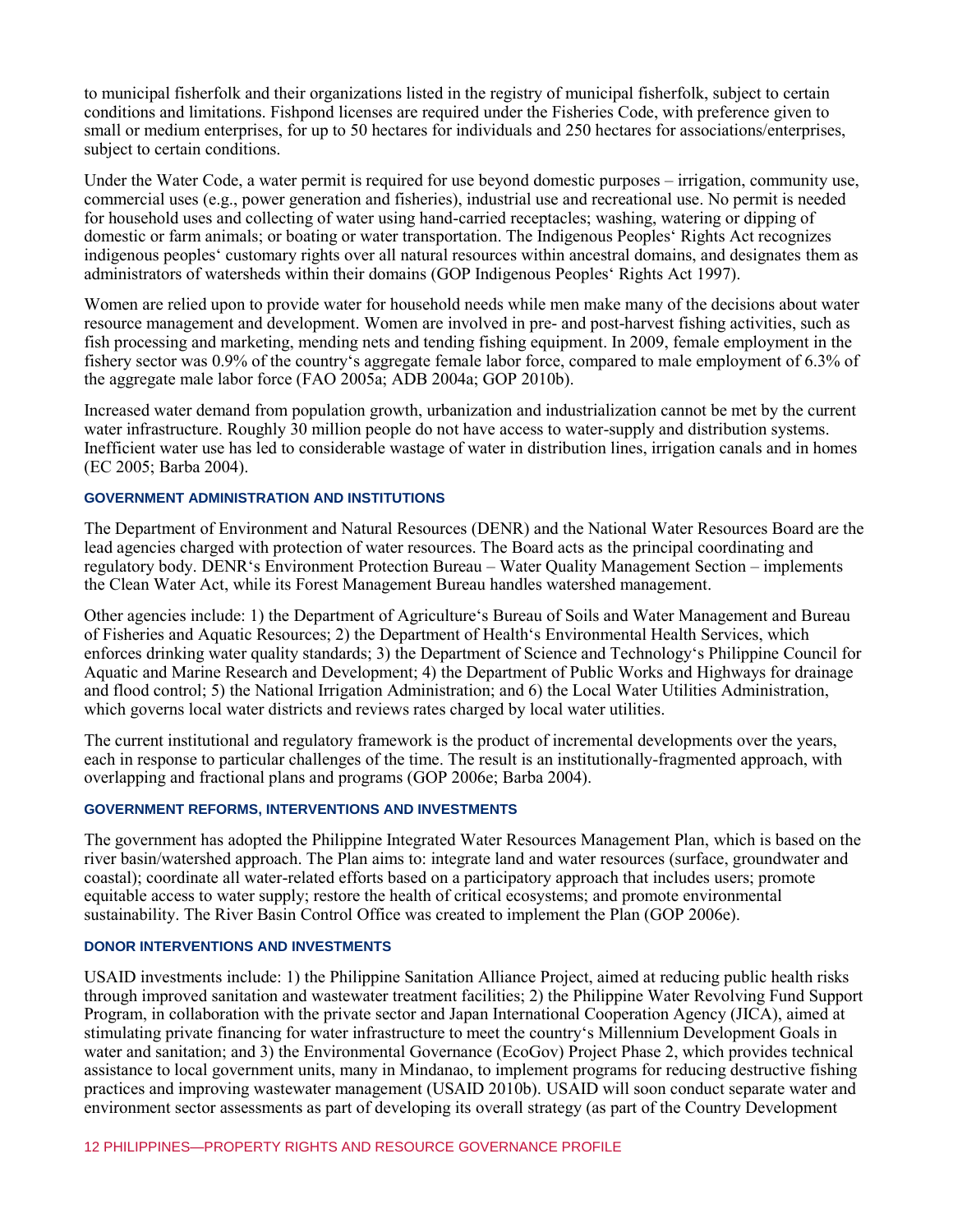to municipal fisherfolk and their organizations listed in the registry of municipal fisherfolk, subject to certain conditions and limitations. Fishpond licenses are required under the Fisheries Code, with preference given to small or medium enterprises, for up to 50 hectares for individuals and 250 hectares for associations/enterprises, subject to certain conditions.

Under the Water Code, a water permit is required for use beyond domestic purposes – irrigation, community use, commercial uses (e.g., power generation and fisheries), industrial use and recreational use. No permit is needed for household uses and collecting of water using hand-carried receptacles; washing, watering or dipping of domestic or farm animals; or boating or water transportation. The Indigenous Peoples' Rights Act recognizes indigenous peoples' customary rights over all natural resources within ancestral domains, and designates them as administrators of watersheds within their domains (GOP Indigenous Peoples' Rights Act 1997).

Women are relied upon to provide water for household needs while men make many of the decisions about water resource management and development. Women are involved in pre- and post-harvest fishing activities, such as fish processing and marketing, mending nets and tending fishing equipment. In 2009, female employment in the fishery sector was 0.9% of the country's aggregate female labor force, compared to male employment of 6.3% of the aggregate male labor force (FAO 2005a; ADB 2004a; GOP 2010b).

Increased water demand from population growth, urbanization and industrialization cannot be met by the current water infrastructure. Roughly 30 million people do not have access to water-supply and distribution systems. Inefficient water use has led to considerable wastage of water in distribution lines, irrigation canals and in homes (EC 2005; Barba 2004).

### GOVERNMENT ADMINISTRATION AND INSTITUTIONS

The Department of Environment and Natural Resources (DENR) and the National Water Resources Board are the lead agencies charged with protection of water resources. The Board acts as the principal coordinating and regulatory body. DENR's Environment Protection Bureau – Water Quality Management Section – implements the Clean Water Act, while its Forest Management Bureau handles watershed management.

Other agencies include: 1) the Department of Agriculture's Bureau of Soils and Water Management and Bureau of Fisheries and Aquatic Resources; 2) the Department of Health's Environmental Health Services, which enforces drinking water quality standards; 3) the Department of Science and Technology's Philippine Council for Aquatic and Marine Research and Development; 4) the Department of Public Works and Highways for drainage and flood control; 5) the National Irrigation Administration; and 6) the Local Water Utilities Administration, which governs local water districts and reviews rates charged by local water utilities.

The current institutional and regulatory framework is the product of incremental developments over the years, each in response to particular challenges of the time. The result is an institutionally-fragmented approach, with overlapping and fractional plans and programs (GOP 2006e; Barba 2004).

### GOVERNMENT REFORMS, INTERVENTIONS AND INVESTMENTS

The government has adopted the Philippine Integrated Water Resources Management Plan, which is based on the river basin/watershed approach. The Plan aims to: integrate land and water resources (surface, groundwater and coastal); coordinate all water-related efforts based on a participatory approach that includes users; promote equitable access to water supply; restore the health of critical ecosystems; and promote environmental sustainability. The River Basin Control Office was created to implement the Plan (GOP 2006e).

### DONOR INTERVENTIONS AND INVESTMENTS

USAID investments include: 1) the Philippine Sanitation Alliance Project, aimed at reducing public health risks through improved sanitation and wastewater treatment facilities; 2) the Philippine Water Revolving Fund Support Program, in collaboration with the private sector and Japan International Cooperation Agency (JICA), aimed at stimulating private financing for water infrastructure to meet the country's Millennium Development Goals in water and sanitation; and 3) the Environmental Governance (EcoGov) Project Phase 2, which provides technical assistance to local government units, many in Mindanao, to implement programs for reducing destructive fishing practices and improving wastewater management (USAID 2010b). USAID will soon conduct separate water and environment sector assessments as part of developing its overall strategy (as part of the Country Development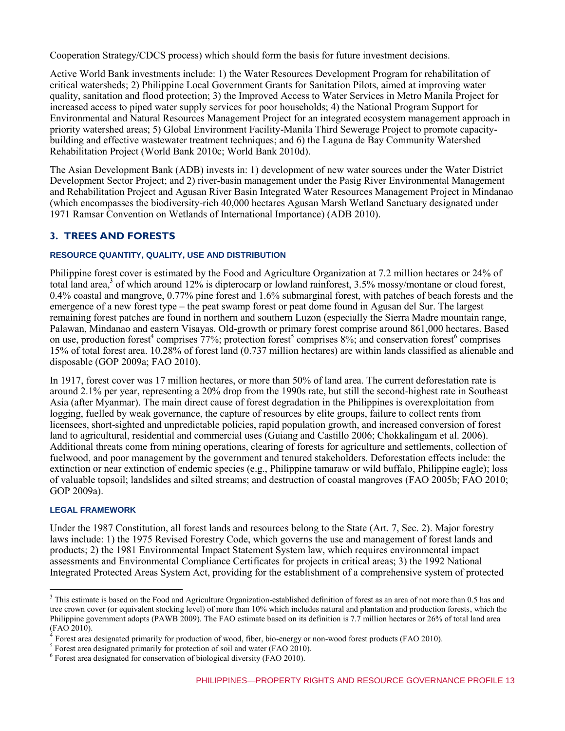Cooperation Strategy/CDCS process) which should form the basis for future investment decisions.

Active World Bank investments include: 1) the Water Resources Development Program for rehabilitation of critical watersheds; 2) Philippine Local Government Grants for Sanitation Pilots, aimed at improving water quality, sanitation and flood protection; 3) the Improved Access to Water Services in Metro Manila Project for increased access to piped water supply services for poor households; 4) the National Program Support for Environmental and Natural Resources Management Project for an integrated ecosystem management approach in priority watershed areas; 5) Global Environment Facility-Manila Third Sewerage Project to promote capacity-building and effective wastewater treatment techniques; and 6) the Laguna de Bay Community Watershed Rehabilitation Project (World Bank 2010c; World Bank 2010d).

The Asian Development Bank (ADB) invests in: 1) development of new water sources under the Water District Development Sector Project; and 2) river-basin management under the Pasig River Environmental Management and Rehabilitation Project and Agusan River Basin Integrated Water Resources Management Project in Mindanao (which encompasses the biodiversity-rich 40,000 hectares Agusan Marsh Wetland Sanctuary designated under 1971 Ramsar Convention on Wetlands of International Importance) (ADB 2010).

## 3. TREES AND FORESTS

### RESOURCE QUANTITY, QUALITY, USE AND DISTRIBUTION

Philippine forest cover is estimated by the Food and Agriculture Organization at 7.2 million hectares or 24% of total land area,[3] of which around 12% is dipterocarp or lowland rainforest, 3.5% mossy/montane or cloud forest, 0.4% coastal and mangrove, 0.77% pine forest and 1.6% submarginal forest, with patches of beach forests and the emergence of a new forest type – the peat swamp forest or peat dome found in Agusan del Sur. The largest remaining forest patches are found in northern and southern Luzon (especially the Sierra Madre mountain range, Palawan, Mindanao and eastern Visayas. Old-growth or primary forest comprise around 861,000 hectares. Based on use, production forest[4] comprises 77%; protection forest[5] comprises 8%; and conservation forest[6] comprises 15% of total forest area. 10.28% of forest land (0.737 million hectares) are within lands classified as alienable and disposable (GOP 2009a; FAO 2010).

In 1917, forest cover was 17 million hectares, or more than 50% of land area. The current deforestation rate is around 2.1% per year, representing a 20% drop from the 1990s rate, but still the second-highest rate in Southeast Asia (after Myanmar). The main direct cause of forest degradation in the Philippines is overexploitation from logging, fuelled by weak governance, the capture of resources by elite groups, failure to collect rents from licensees, short-sighted and unpredictable policies, rapid population growth, and increased conversion of forest land to agricultural, residential and commercial uses (Guiang and Castillo 2006; Chokkalingam et al. 2006). Additional threats come from mining operations, clearing of forests for agriculture and settlements, collection of fuelwood, and poor management by the government and tenured stakeholders. Deforestation effects include: the extinction or near extinction of endemic species (e.g., Philippine tamaraw or wild buffalo, Philippine eagle); loss of valuable topsoil; landslides and silted streams; and destruction of coastal mangroves (FAO 2005b; FAO 2010; GOP 2009a).

### LEGAL FRAMEWORK

Under the 1987 Constitution, all forest lands and resources belong to the State (Art. 7, Sec. 2). Major forestry laws include: 1) the 1975 Revised Forestry Code, which governs the use and management of forest lands and products; 2) the 1981 Environmental Impact Statement System law, which requires environmental impact assessments and Environmental Compliance Certificates for projects in critical areas; 3) the 1992 National Integrated Protected Areas System Act, providing for the establishment of a comprehensive system of protected

---

[3] This estimate is based on the Food and Agriculture Organization-established definition of forest as an area of not more than 0.5 has and tree crown cover (or equivalent stocking level) of more than 10% which includes natural and plantation and production forests, which the Philippine government adopts (PAWB 2009). The FAO estimate based on its definition is 7.7 million hectares or 26% of total land area (FAO 2010).

[4] Forest area designated primarily for production of wood, fiber, bio-energy or non-wood forest products (FAO 2010).

[5] Forest area designated primarily for protection of soil and water (FAO 2010).

[6] Forest area designated for conservation of biological diversity (FAO 2010).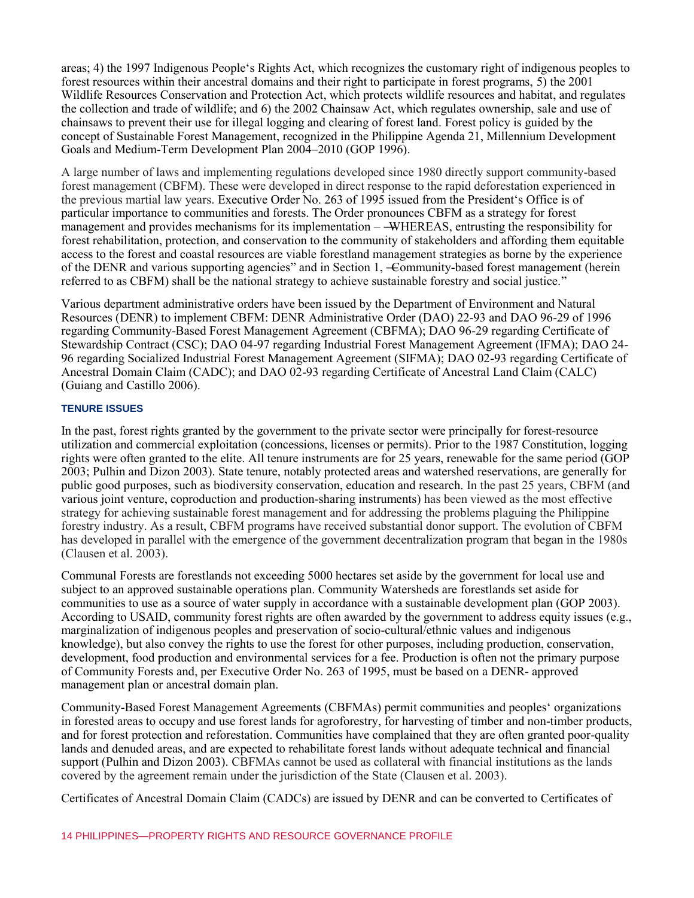areas; 4) the 1997 Indigenous People's Rights Act, which recognizes the customary right of indigenous peoples to forest resources within their ancestral domains and their right to participate in forest programs, 5) the 2001 Wildlife Resources Conservation and Protection Act, which protects wildlife resources and habitat, and regulates the collection and trade of wildlife; and 6) the 2002 Chainsaw Act, which regulates ownership, sale and use of chainsaws to prevent their use for illegal logging and clearing of forest land. Forest policy is guided by the concept of Sustainable Forest Management, recognized in the Philippine Agenda 21, Millennium Development Goals and Medium-Term Development Plan 2004–2010 (GOP 1996).

A large number of laws and implementing regulations developed since 1980 directly support community-based forest management (CBFM). These were developed in direct response to the rapid deforestation experienced in the previous martial law years. Executive Order No. 263 of 1995 issued from the President's Office is of particular importance to communities and forests. The Order pronounces CBFM as a strategy for forest management and provides mechanisms for its implementation – —WHEREAS, entrusting the responsibility for forest rehabilitation, protection, and conservation to the community of stakeholders and affording them equitable access to the forest and coastal resources are viable forestland management strategies as borne by the experience of the DENR and various supporting agencies" and in Section 1, —Community-based forest management (herein referred to as CBFM) shall be the national strategy to achieve sustainable forestry and social justice."

Various department administrative orders have been issued by the Department of Environment and Natural Resources (DENR) to implement CBFM: DENR Administrative Order (DAO) 22-93 and DAO 96-29 of 1996 regarding Community-Based Forest Management Agreement (CBFMA); DAO 96-29 regarding Certificate of Stewardship Contract (CSC); DAO 04-97 regarding Industrial Forest Management Agreement (IFMA); DAO 24-96 regarding Socialized Industrial Forest Management Agreement (SIFMA); DAO 02-93 regarding Certificate of Ancestral Domain Claim (CADC); and DAO 02-93 regarding Certificate of Ancestral Land Claim (CALC) (Guiang and Castillo 2006).

### TENURE ISSUES

In the past, forest rights granted by the government to the private sector were principally for forest-resource utilization and commercial exploitation (concessions, licenses or permits). Prior to the 1987 Constitution, logging rights were often granted to the elite. All tenure instruments are for 25 years, renewable for the same period (GOP 2003; Pulhin and Dizon 2003). State tenure, notably protected areas and watershed reservations, are generally for public good purposes, such as biodiversity conservation, education and research. In the past 25 years, CBFM (and various joint venture, coproduction and production-sharing instruments) has been viewed as the most effective strategy for achieving sustainable forest management and for addressing the problems plaguing the Philippine forestry industry. As a result, CBFM programs have received substantial donor support. The evolution of CBFM has developed in parallel with the emergence of the government decentralization program that began in the 1980s (Clausen et al. 2003).

Communal Forests are forestlands not exceeding 5000 hectares set aside by the government for local use and subject to an approved sustainable operations plan. Community Watersheds are forestlands set aside for communities to use as a source of water supply in accordance with a sustainable development plan (GOP 2003). According to USAID, community forest rights are often awarded by the government to address equity issues (e.g., marginalization of indigenous peoples and preservation of socio-cultural/ethnic values and indigenous knowledge), but also convey the rights to use the forest for other purposes, including production, conservation, development, food production and environmental services for a fee. Production is often not the primary purpose of Community Forests and, per Executive Order No. 263 of 1995, must be based on a DENR- approved management plan or ancestral domain plan.

Community-Based Forest Management Agreements (CBFMAs) permit communities and peoples' organizations in forested areas to occupy and use forest lands for agroforestry, for harvesting of timber and non-timber products, and for forest protection and reforestation. Communities have complained that they are often granted poor-quality lands and denuded areas, and are expected to rehabilitate forest lands without adequate technical and financial support (Pulhin and Dizon 2003). CBFMAs cannot be used as collateral with financial institutions as the lands covered by the agreement remain under the jurisdiction of the State (Clausen et al. 2003).

Certificates of Ancestral Domain Claim (CADCs) are issued by DENR and can be converted to Certificates of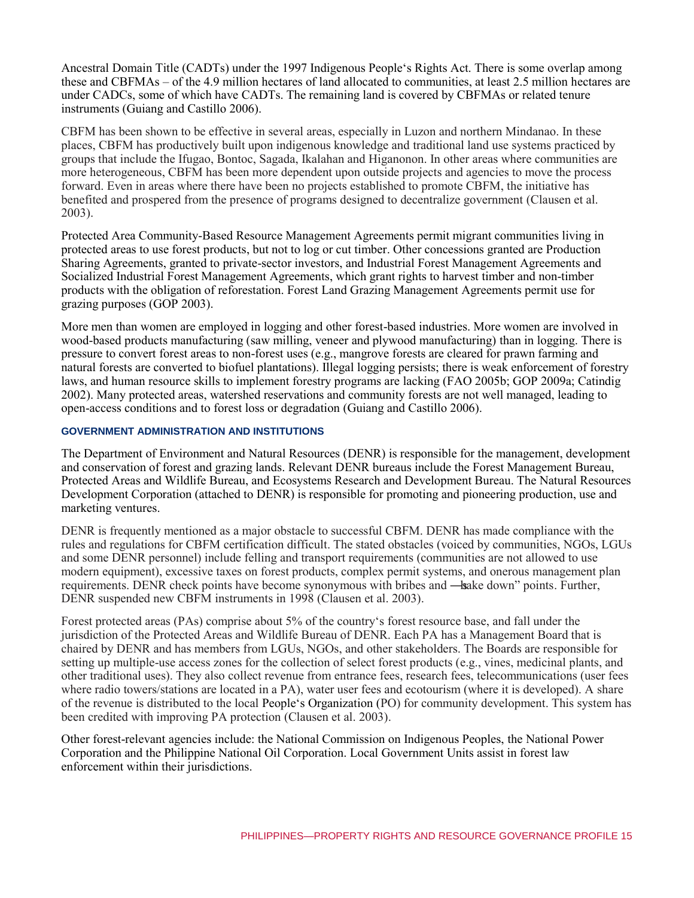Ancestral Domain Title (CADTs) under the 1997 Indigenous People's Rights Act. There is some overlap among these and CBFMAs – of the 4.9 million hectares of land allocated to communities, at least 2.5 million hectares are under CADCs, some of which have CADTs. The remaining land is covered by CBFMAs or related tenure instruments (Guiang and Castillo 2006).

CBFM has been shown to be effective in several areas, especially in Luzon and northern Mindanao. In these places, CBFM has productively built upon indigenous knowledge and traditional land use systems practiced by groups that include the Ifugao, Bontoc, Sagada, Ikalahan and Higanonon. In other areas where communities are more heterogeneous, CBFM has been more dependent upon outside projects and agencies to move the process forward. Even in areas where there have been no projects established to promote CBFM, the initiative has benefited and prospered from the presence of programs designed to decentralize government (Clausen et al. 2003).

Protected Area Community-Based Resource Management Agreements permit migrant communities living in protected areas to use forest products, but not to log or cut timber. Other concessions granted are Production Sharing Agreements, granted to private-sector investors, and Industrial Forest Management Agreements and Socialized Industrial Forest Management Agreements, which grant rights to harvest timber and non-timber products with the obligation of reforestation. Forest Land Grazing Management Agreements permit use for grazing purposes (GOP 2003).

More men than women are employed in logging and other forest-based industries. More women are involved in wood-based products manufacturing (saw milling, veneer and plywood manufacturing) than in logging. There is pressure to convert forest areas to non-forest uses (e.g., mangrove forests are cleared for prawn farming and natural forests are converted to biofuel plantations). Illegal logging persists; there is weak enforcement of forestry laws, and human resource skills to implement forestry programs are lacking (FAO 2005b; GOP 2009a; Catindig 2002). Many protected areas, watershed reservations and community forests are not well managed, leading to open-access conditions and to forest loss or degradation (Guiang and Castillo 2006).

### GOVERNMENT ADMINISTRATION AND INSTITUTIONS

The Department of Environment and Natural Resources (DENR) is responsible for the management, development and conservation of forest and grazing lands. Relevant DENR bureaus include the Forest Management Bureau, Protected Areas and Wildlife Bureau, and Ecosystems Research and Development Bureau. The Natural Resources Development Corporation (attached to DENR) is responsible for promoting and pioneering production, use and marketing ventures.

DENR is frequently mentioned as a major obstacle to successful CBFM. DENR has made compliance with the rules and regulations for CBFM certification difficult. The stated obstacles (voiced by communities, NGOs, LGUs and some DENR personnel) include felling and transport requirements (communities are not allowed to use modern equipment), excessive taxes on forest products, complex permit systems, and onerous management plan requirements. DENR check points have become synonymous with bribes and "take down" points. Further, DENR suspended new CBFM instruments in 1998 (Clausen et al. 2003).

Forest protected areas (PAs) comprise about 5% of the country's forest resource base, and fall under the jurisdiction of the Protected Areas and Wildlife Bureau of DENR. Each PA has a Management Board that is chaired by DENR and has members from LGUs, NGOs, and other stakeholders. The Boards are responsible for setting up multiple-use access zones for the collection of select forest products (e.g., vines, medicinal plants, and other traditional uses). They also collect revenue from entrance fees, research fees, telecommunications (user fees where radio towers/stations are located in a PA), water user fees and ecotourism (where it is developed). A share of the revenue is distributed to the local People's Organization (PO) for community development. This system has been credited with improving PA protection (Clausen et al. 2003).

Other forest-relevant agencies include: the National Commission on Indigenous Peoples, the National Power Corporation and the Philippine National Oil Corporation. Local Government Units assist in forest law enforcement within their jurisdictions.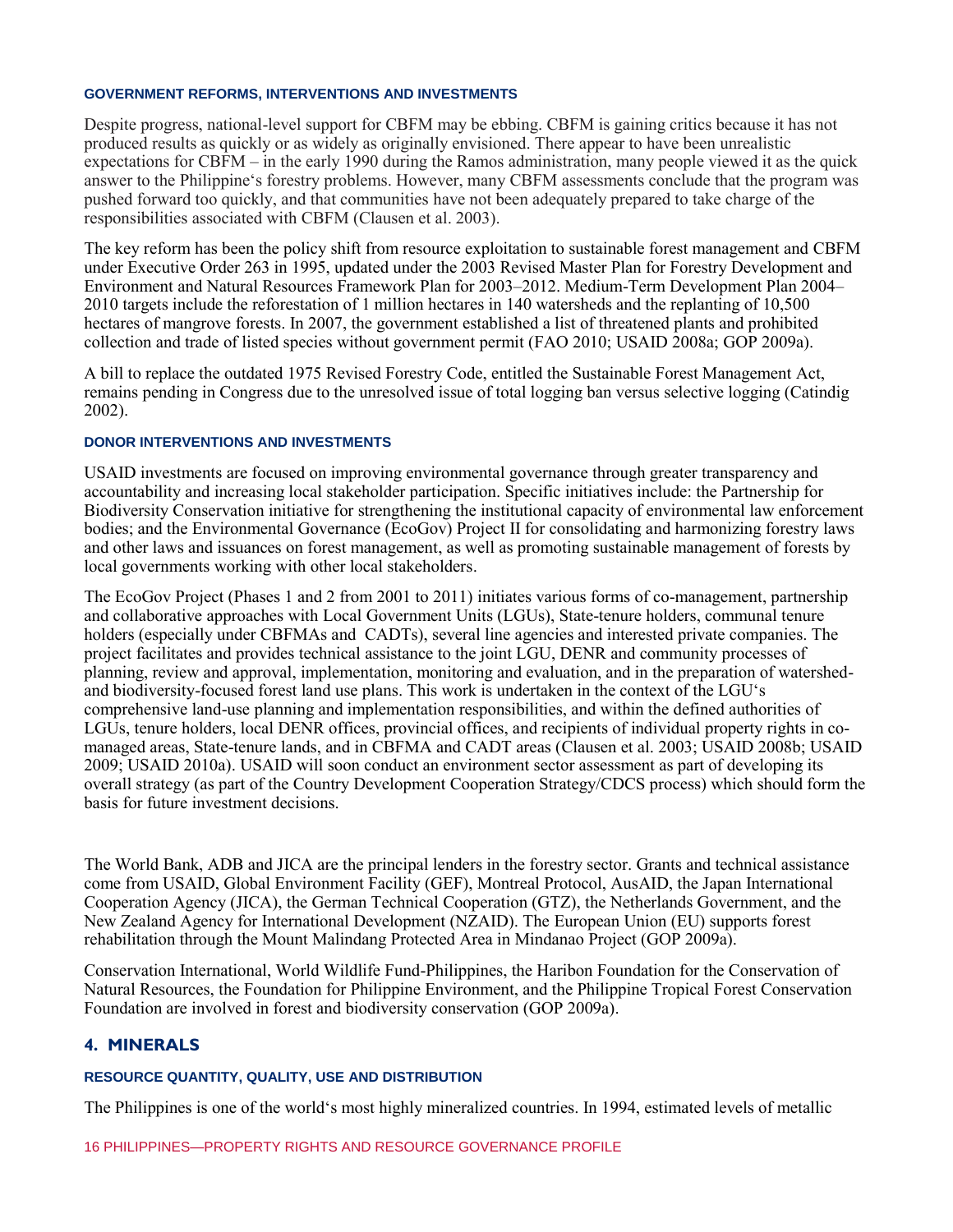### GOVERNMENT REFORMS, INTERVENTIONS AND INVESTMENTS

Despite progress, national-level support for CBFM may be ebbing. CBFM is gaining critics because it has not produced results as quickly or as widely as originally envisioned. There appear to have been unrealistic expectations for CBFM – in the early 1990 during the Ramos administration, many people viewed it as the quick answer to the Philippine's forestry problems. However, many CBFM assessments conclude that the program was pushed forward too quickly, and that communities have not been adequately prepared to take charge of the responsibilities associated with CBFM (Clausen et al. 2003).

The key reform has been the policy shift from resource exploitation to sustainable forest management and CBFM under Executive Order 263 in 1995, updated under the 2003 Revised Master Plan for Forestry Development and Environment and Natural Resources Framework Plan for 2003–2012. Medium-Term Development Plan 2004–2010 targets include the reforestation of 1 million hectares in 140 watersheds and the replanting of 10,500 hectares of mangrove forests. In 2007, the government established a list of threatened plants and prohibited collection and trade of listed species without government permit (FAO 2010; USAID 2008a; GOP 2009a).

A bill to replace the outdated 1975 Revised Forestry Code, entitled the Sustainable Forest Management Act, remains pending in Congress due to the unresolved issue of total logging ban versus selective logging (Catindig 2002).

### DONOR INTERVENTIONS AND INVESTMENTS

USAID investments are focused on improving environmental governance through greater transparency and accountability and increasing local stakeholder participation. Specific initiatives include: the Partnership for Biodiversity Conservation initiative for strengthening the institutional capacity of environmental law enforcement bodies; and the Environmental Governance (EcoGov) Project II for consolidating and harmonizing forestry laws and other laws and issuances on forest management, as well as promoting sustainable management of forests by local governments working with other local stakeholders.

The EcoGov Project (Phases 1 and 2 from 2001 to 2011) initiates various forms of co-management, partnership and collaborative approaches with Local Government Units (LGUs), State-tenure holders, communal tenure holders (especially under CBFMAs and CADTs), several line agencies and interested private companies. The project facilitates and provides technical assistance to the joint LGU, DENR and community processes of planning, review and approval, implementation, monitoring and evaluation, and in the preparation of watershed- and biodiversity-focused forest land use plans. This work is undertaken in the context of the LGU's comprehensive land-use planning and implementation responsibilities, and within the defined authorities of LGUs, tenure holders, local DENR offices, provincial offices, and recipients of individual property rights in co-managed areas, State-tenure lands, and in CBFMA and CADT areas (Clausen et al. 2003; USAID 2008b; USAID 2009; USAID 2010a). USAID will soon conduct an environment sector assessment as part of developing its overall strategy (as part of the Country Development Cooperation Strategy/CDCS process) which should form the basis for future investment decisions.

The World Bank, ADB and JICA are the principal lenders in the forestry sector. Grants and technical assistance come from USAID, Global Environment Facility (GEF), Montreal Protocol, AusAID, the Japan International Cooperation Agency (JICA), the German Technical Cooperation (GTZ), the Netherlands Government, and the New Zealand Agency for International Development (NZAID). The European Union (EU) supports forest rehabilitation through the Mount Malindang Protected Area in Mindanao Project (GOP 2009a).

Conservation International, World Wildlife Fund-Philippines, the Haribon Foundation for the Conservation of Natural Resources, the Foundation for Philippine Environment, and the Philippine Tropical Forest Conservation Foundation are involved in forest and biodiversity conservation (GOP 2009a).

## 4. MINERALS

### RESOURCE QUANTITY, QUALITY, USE AND DISTRIBUTION

The Philippines is one of the world's most highly mineralized countries. In 1994, estimated levels of metallic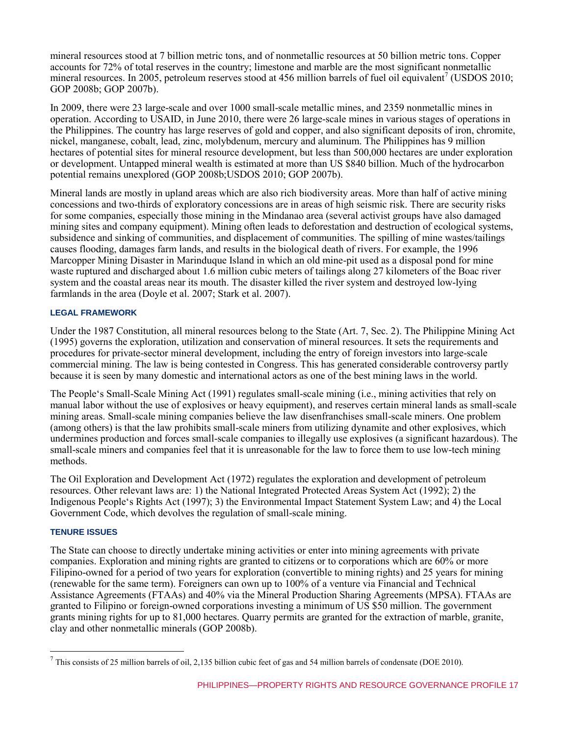mineral resources stood at 7 billion metric tons, and of nonmetallic resources at 50 billion metric tons. Copper accounts for 72% of total reserves in the country; limestone and marble are the most significant nonmetallic mineral resources. In 2005, petroleum reserves stood at 456 million barrels of fuel oil equivalent[7] (USDOS 2010; GOP 2008b; GOP 2007b).

In 2009, there were 23 large-scale and over 1000 small-scale metallic mines, and 2359 nonmetallic mines in operation. According to USAID, in June 2010, there were 26 large-scale mines in various stages of operations in the Philippines. The country has large reserves of gold and copper, and also significant deposits of iron, chromite, nickel, manganese, cobalt, lead, zinc, molybdenum, mercury and aluminum. The Philippines has 9 million hectares of potential sites for mineral resource development, but less than 500,000 hectares are under exploration or development. Untapped mineral wealth is estimated at more than US $840 billion. Much of the hydrocarbon potential remains unexplored (GOP 2008b;USDOS 2010; GOP 2007b).

Mineral lands are mostly in upland areas which are also rich biodiversity areas. More than half of active mining concessions and two-thirds of exploratory concessions are in areas of high seismic risk. There are security risks for some companies, especially those mining in the Mindanao area (several activist groups have also damaged mining sites and company equipment). Mining often leads to deforestation and destruction of ecological systems, subsidence and sinking of communities, and displacement of communities. The spilling of mine wastes/tailings causes flooding, damages farm lands, and results in the biological death of rivers. For example, the 1996 Marcopper Mining Disaster in Marinduque Island in which an old mine-pit used as a disposal pond for mine waste ruptured and discharged about 1.6 million cubic meters of tailings along 27 kilometers of the Boac river system and the coastal areas near its mouth. The disaster killed the river system and destroyed low-lying farmlands in the area (Doyle et al. 2007; Stark et al. 2007).

### LEGAL FRAMEWORK

Under the 1987 Constitution, all mineral resources belong to the State (Art. 7, Sec. 2). The Philippine Mining Act (1995) governs the exploration, utilization and conservation of mineral resources. It sets the requirements and procedures for private-sector mineral development, including the entry of foreign investors into large-scale commercial mining. The law is being contested in Congress. This has generated considerable controversy partly because it is seen by many domestic and international actors as one of the best mining laws in the world.

The People's Small-Scale Mining Act (1991) regulates small-scale mining (i.e., mining activities that rely on manual labor without the use of explosives or heavy equipment), and reserves certain mineral lands as small-scale mining areas. Small-scale mining companies believe the law disenfranchises small-scale miners. One problem (among others) is that the law prohibits small-scale miners from utilizing dynamite and other explosives, which undermines production and forces small-scale companies to illegally use explosives (a significant hazardous). The small-scale miners and companies feel that it is unreasonable for the law to force them to use low-tech mining methods.

The Oil Exploration and Development Act (1972) regulates the exploration and development of petroleum resources. Other relevant laws are: 1) the National Integrated Protected Areas System Act (1992); 2) the Indigenous People's Rights Act (1997); 3) the Environmental Impact Statement System Law; and 4) the Local Government Code, which devolves the regulation of small-scale mining.

### TENURE ISSUES

The State can choose to directly undertake mining activities or enter into mining agreements with private companies. Exploration and mining rights are granted to citizens or to corporations which are 60% or more Filipino-owned for a period of two years for exploration (convertible to mining rights) and 25 years for mining (renewable for the same term). Foreigners can own up to 100% of a venture via Financial and Technical Assistance Agreements (FTAAs) and 40% via the Mineral Production Sharing Agreements (MPSA). FTAAs are granted to Filipino or foreign-owned corporations investing a minimum of US $50 million. The government grants mining rights for up to 81,000 hectares. Quarry permits are granted for the extraction of marble, granite, clay and other nonmetallic minerals (GOP 2008b).

[7] This consists of 25 million barrels of oil, 2,135 billion cubic feet of gas and 54 million barrels of condensate (DOE 2010).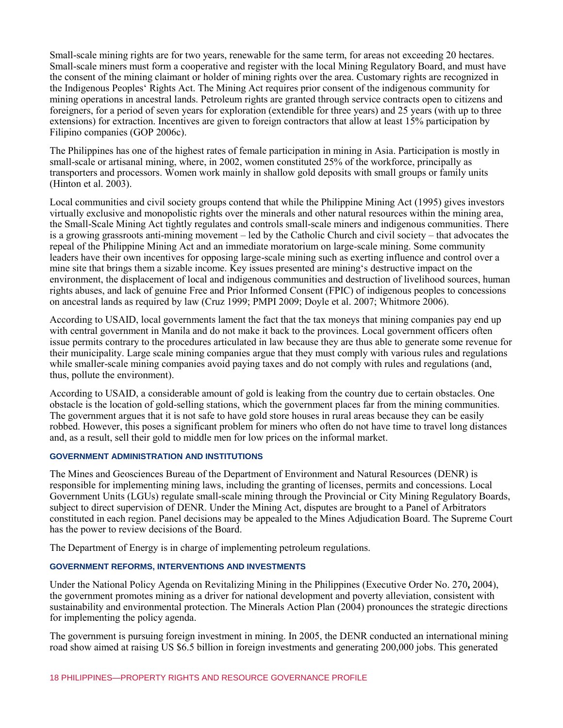Small-scale mining rights are for two years, renewable for the same term, for areas not exceeding 20 hectares. Small-scale miners must form a cooperative and register with the local Mining Regulatory Board, and must have the consent of the mining claimant or holder of mining rights over the area. Customary rights are recognized in the Indigenous Peoples' Rights Act. The Mining Act requires prior consent of the indigenous community for mining operations in ancestral lands. Petroleum rights are granted through service contracts open to citizens and foreigners, for a period of seven years for exploration (extendible for three years) and 25 years (with up to three extensions) for extraction. Incentives are given to foreign contractors that allow at least 15% participation by Filipino companies (GOP 2006c).

The Philippines has one of the highest rates of female participation in mining in Asia. Participation is mostly in small-scale or artisanal mining, where, in 2002, women constituted 25% of the workforce, principally as transporters and processors. Women work mainly in shallow gold deposits with small groups or family units (Hinton et al. 2003).

Local communities and civil society groups contend that while the Philippine Mining Act (1995) gives investors virtually exclusive and monopolistic rights over the minerals and other natural resources within the mining area, the Small-Scale Mining Act tightly regulates and controls small-scale miners and indigenous communities. There is a growing grassroots anti-mining movement – led by the Catholic Church and civil society – that advocates the repeal of the Philippine Mining Act and an immediate moratorium on large-scale mining. Some community leaders have their own incentives for opposing large-scale mining such as exerting influence and control over a mine site that brings them a sizable income. Key issues presented are mining's destructive impact on the environment, the displacement of local and indigenous communities and destruction of livelihood sources, human rights abuses, and lack of genuine Free and Prior Informed Consent (FPIC) of indigenous peoples to concessions on ancestral lands as required by law (Cruz 1999; PMPI 2009; Doyle et al. 2007; Whitmore 2006).

According to USAID, local governments lament the fact that the tax moneys that mining companies pay end up with central government in Manila and do not make it back to the provinces. Local government officers often issue permits contrary to the procedures articulated in law because they are thus able to generate some revenue for their municipality. Large scale mining companies argue that they must comply with various rules and regulations while smaller-scale mining companies avoid paying taxes and do not comply with rules and regulations (and, thus, pollute the environment).

According to USAID, a considerable amount of gold is leaking from the country due to certain obstacles. One obstacle is the location of gold-selling stations, which the government places far from the mining communities. The government argues that it is not safe to have gold store houses in rural areas because they can be easily robbed. However, this poses a significant problem for miners who often do not have time to travel long distances and, as a result, sell their gold to middle men for low prices on the informal market.

#### GOVERNMENT ADMINISTRATION AND INSTITUTIONS

The Mines and Geosciences Bureau of the Department of Environment and Natural Resources (DENR) is responsible for implementing mining laws, including the granting of licenses, permits and concessions. Local Government Units (LGUs) regulate small-scale mining through the Provincial or City Mining Regulatory Boards, subject to direct supervision of DENR. Under the Mining Act, disputes are brought to a Panel of Arbitrators constituted in each region. Panel decisions may be appealed to the Mines Adjudication Board. The Supreme Court has the power to review decisions of the Board.

The Department of Energy is in charge of implementing petroleum regulations.

#### GOVERNMENT REFORMS, INTERVENTIONS AND INVESTMENTS

Under the National Policy Agenda on Revitalizing Mining in the Philippines (Executive Order No. 270**,** 2004), the government promotes mining as a driver for national development and poverty alleviation, consistent with sustainability and environmental protection. The Minerals Action Plan (2004) pronounces the strategic directions for implementing the policy agenda.

The government is pursuing foreign investment in mining. In 2005, the DENR conducted an international mining road show aimed at raising US $6.5 billion in foreign investments and generating 200,000 jobs. This generated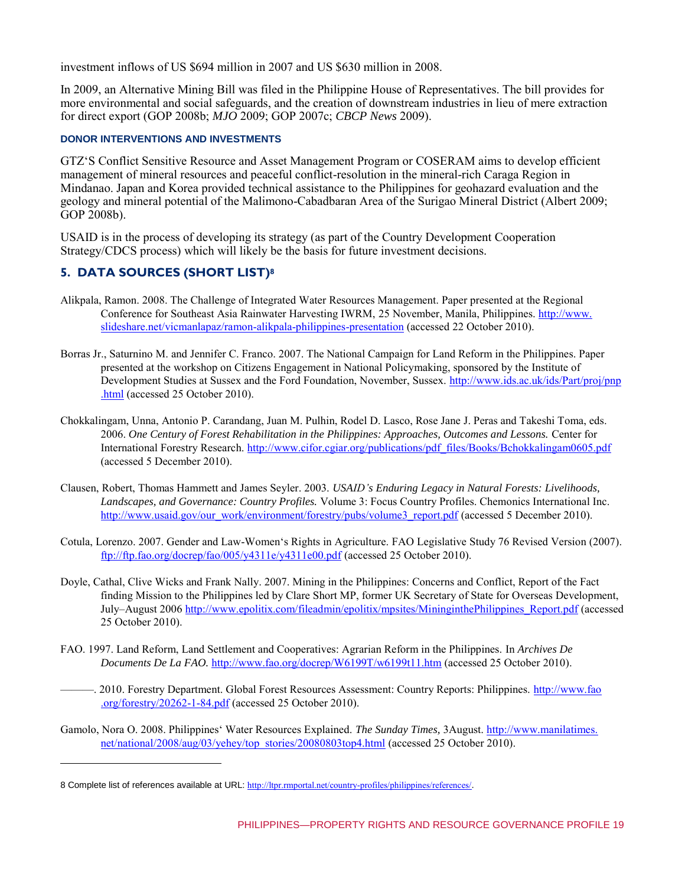investment inflows of US $694 million in 2007 and US $630 million in 2008.

In 2009, an Alternative Mining Bill was filed in the Philippine House of Representatives. The bill provides for more environmental and social safeguards, and the creation of downstream industries in lieu of mere extraction for direct export (GOP 2008b; *MJO* 2009; GOP 2007c; *CBCP News* 2009).

### DONOR INTERVENTIONS AND INVESTMENTS

GTZ's Conflict Sensitive Resource and Asset Management Program or COSERAM aims to develop efficient management of mineral resources and peaceful conflict-resolution in the mineral-rich Caraga Region in Mindanao. Japan and Korea provided technical assistance to the Philippines for geohazard evaluation and the geology and mineral potential of the Malimono-Cabadbaran Area of the Surigao Mineral District (Albert 2009; GOP 2008b).

USAID is in the process of developing its strategy (as part of the Country Development Cooperation Strategy/CDCS process) which will likely be the basis for future investment decisions.

## 5. DATA SOURCES (SHORT LIST)[8]

Alikpala, Ramon. 2008. The Challenge of Integrated Water Resources Management. Paper presented at the Regional Conference for Southeast Asia Rainwater Harvesting IWRM, 25 November, Manila, Philippines. http://www.slideshare.net/vicmanlapaz/ramon-alikpala-philippines-presentation (accessed 22 October 2010).

Borras Jr., Saturnino M. and Jennifer C. Franco. 2007. The National Campaign for Land Reform in the Philippines. Paper presented at the workshop on Citizens Engagement in National Policymaking, sponsored by the Institute of Development Studies at Sussex and the Ford Foundation, November, Sussex. http://www.ids.ac.uk/ids/Part/proj/pnp.html (accessed 25 October 2010).

Chokkalingam, Unna, Antonio P. Carandang, Juan M. Pulhin, Rodel D. Lasco, Rose Jane J. Peras and Takeshi Toma, eds. 2006. *One Century of Forest Rehabilitation in the Philippines: Approaches, Outcomes and Lessons.* Center for International Forestry Research. http://www.cifor.cgiar.org/publications/pdf_files/Books/Bchokkalingam0605.pdf (accessed 5 December 2010).

Clausen, Robert, Thomas Hammett and James Seyler. 2003. *USAID's Enduring Legacy in Natural Forests: Livelihoods, Landscapes, and Governance: Country Profiles.* Volume 3: Focus Country Profiles. Chemonics International Inc. http://www.usaid.gov/our_work/environment/forestry/pubs/volume3_report.pdf (accessed 5 December 2010).

Cotula, Lorenzo. 2007. Gender and Law-Women's Rights in Agriculture. FAO Legislative Study 76 Revised Version (2007). ftp://ftp.fao.org/docrep/fao/005/y4311e/y4311e00.pdf (accessed 25 October 2010).

Doyle, Cathal, Clive Wicks and Frank Nally. 2007. Mining in the Philippines: Concerns and Conflict, Report of the Fact finding Mission to the Philippines led by Clare Short MP, former UK Secretary of State for Overseas Development, July–August 2006 http://www.epolitix.com/fileadmin/epolitix/mpsites/MininginthePhilippines_Report.pdf (accessed 25 October 2010).

FAO. 1997. Land Reform, Land Settlement and Cooperatives: Agrarian Reform in the Philippines. In *Archives De Documents De La FAO.* http://www.fao.org/docrep/W6199T/w6199t11.htm (accessed 25 October 2010).

———. 2010. Forestry Department. Global Forest Resources Assessment: Country Reports: Philippines. http://www.fao.org/forestry/20262-1-84.pdf (accessed 25 October 2010).

Gamolo, Nora O. 2008. Philippines' Water Resources Explained. *The Sunday Times,* 3August. http://www.manilatimes.net/national/2008/aug/03/yehey/top_stories/20080803top4.html (accessed 25 October 2010).

---

8 Complete list of references available at URL: http://ltpr.rmportal.net/country-profiles/philippines/references/.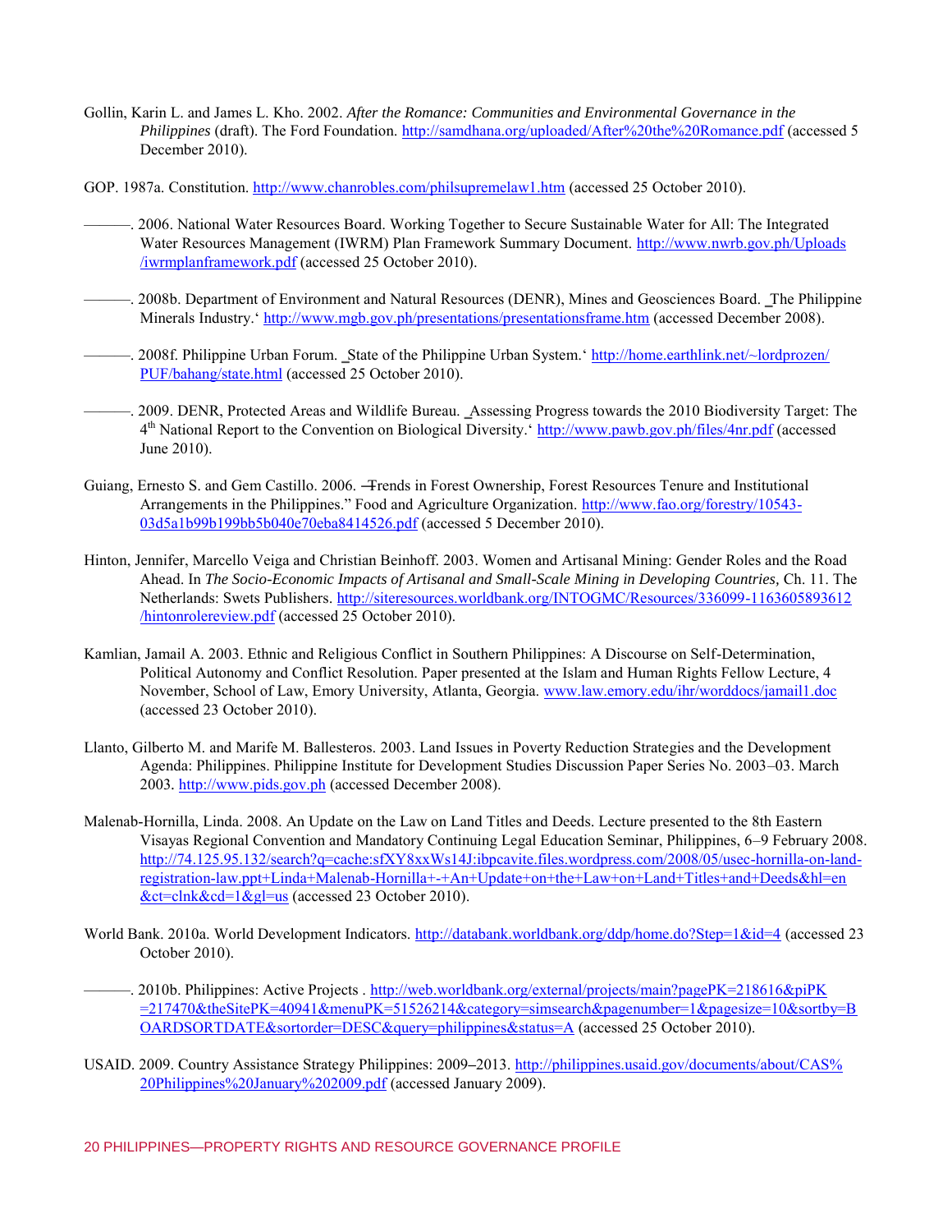Gollin, Karin L. and James L. Kho. 2002. *After the Romance: Communities and Environmental Governance in the Philippines* (draft). The Ford Foundation. http://samdhana.org/uploaded/After%20the%20Romance.pdf (accessed 5 December 2010).

GOP. 1987a. Constitution. http://www.chanrobles.com/philsupremelaw1.htm (accessed 25 October 2010).

———. 2006. National Water Resources Board. Working Together to Secure Sustainable Water for All: The Integrated Water Resources Management (IWRM) Plan Framework Summary Document. http://www.nwrb.gov.ph/Uploads/iwrmplanframework.pdf (accessed 25 October 2010).

———. 2008b. Department of Environment and Natural Resources (DENR), Mines and Geosciences Board. ‗The Philippine Minerals Industry.' http://www.mgb.gov.ph/presentations/presentationsframe.htm (accessed December 2008).

———. 2008f. Philippine Urban Forum. ‗State of the Philippine Urban System.' http://home.earthlink.net/~lordprozen/PUF/bahang/state.html (accessed 25 October 2010).

———. 2009. DENR, Protected Areas and Wildlife Bureau. ‗Assessing Progress towards the 2010 Biodiversity Target: The 4th National Report to the Convention on Biological Diversity.' http://www.pawb.gov.ph/files/4nr.pdf (accessed June 2010).

Guiang, Ernesto S. and Gem Castillo. 2006. ―Trends in Forest Ownership, Forest Resources Tenure and Institutional Arrangements in the Philippines." Food and Agriculture Organization. http://www.fao.org/forestry/10543-03d5a1b99b199bb5b040e70eba8414526.pdf (accessed 5 December 2010).

Hinton, Jennifer, Marcello Veiga and Christian Beinhoff. 2003. Women and Artisanal Mining: Gender Roles and the Road Ahead. In *The Socio-Economic Impacts of Artisanal and Small-Scale Mining in Developing Countries,* Ch. 11. The Netherlands: Swets Publishers. http://siteresources.worldbank.org/INTOGMC/Resources/336099-1163605893612/hintonrolereview.pdf (accessed 25 October 2010).

Kamlian, Jamail A. 2003. Ethnic and Religious Conflict in Southern Philippines: A Discourse on Self-Determination, Political Autonomy and Conflict Resolution. Paper presented at the Islam and Human Rights Fellow Lecture, 4 November, School of Law, Emory University, Atlanta, Georgia. www.law.emory.edu/ihr/worddocs/jamail1.doc (accessed 23 October 2010).

Llanto, Gilberto M. and Marife M. Ballesteros. 2003. Land Issues in Poverty Reduction Strategies and the Development Agenda: Philippines. Philippine Institute for Development Studies Discussion Paper Series No. 2003–03. March 2003. http://www.pids.gov.ph (accessed December 2008).

Malenab-Hornilla, Linda. 2008. An Update on the Law on Land Titles and Deeds. Lecture presented to the 8th Eastern Visayas Regional Convention and Mandatory Continuing Legal Education Seminar, Philippines, 6–9 February 2008. http://74.125.95.132/search?q=cache:sfXY8xxWs14J:ibpcavite.files.wordpress.com/2008/05/usec-hornilla-on-land-registration-law.ppt+Linda+Malenab-Hornilla+-+An+Update+on+the+Law+on+Land+Titles+and+Deeds&hl=en&ct=clnk&cd=1&gl=us (accessed 23 October 2010).

World Bank. 2010a. World Development Indicators. http://databank.worldbank.org/ddp/home.do?Step=1&id=4 (accessed 23 October 2010).

———. 2010b. Philippines: Active Projects . http://web.worldbank.org/external/projects/main?pagePK=218616&piPK=217470&theSitePK=40941&menuPK=51526214&category=simsearch&pagenumber=1&pagesize=10&sortby=BOARDSORTDATE&sortorder=DESC&query=philippines&status=A (accessed 25 October 2010).

USAID. 2009. Country Assistance Strategy Philippines: 2009–2013. http://philippines.usaid.gov/documents/about/CAS%20Philippines%20January%202009.pdf (accessed January 2009).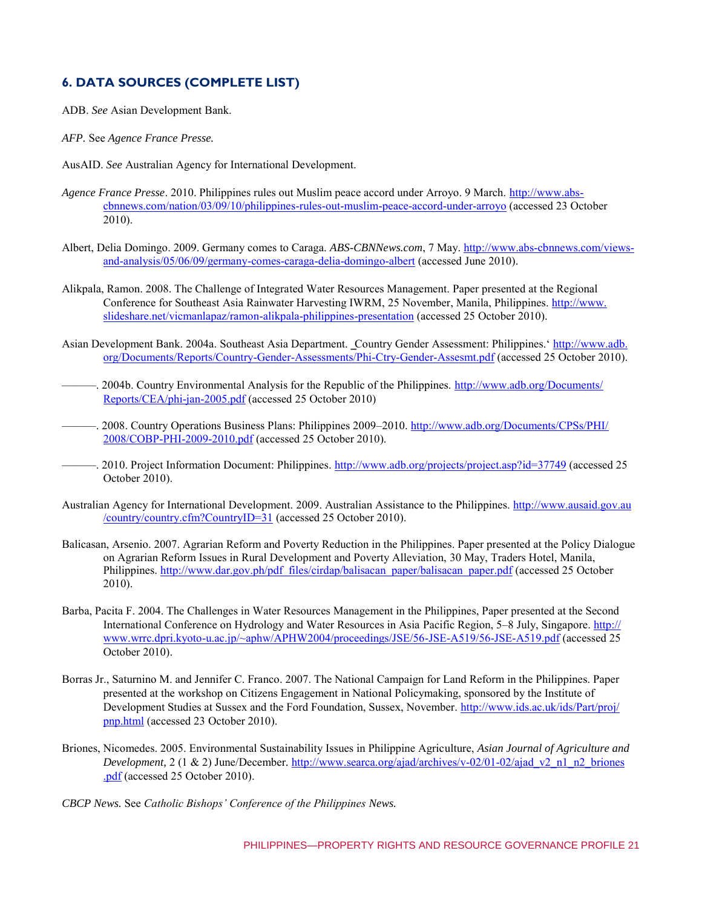## 6. DATA SOURCES (COMPLETE LIST)

ADB. *See* Asian Development Bank.

*AFP*. See *Agence France Presse.*

AusAID. *See* Australian Agency for International Development.

*Agence France Presse*. 2010. Philippines rules out Muslim peace accord under Arroyo. 9 March. http://www.abs-cbnnews.com/nation/03/09/10/philippines-rules-out-muslim-peace-accord-under-arroyo (accessed 23 October 2010).

Albert, Delia Domingo. 2009. Germany comes to Caraga. *ABS-CBNNews.com*, 7 May. http://www.abs-cbnnews.com/views-and-analysis/05/06/09/germany-comes-caraga-delia-domingo-albert (accessed June 2010).

Alikpala, Ramon. 2008. The Challenge of Integrated Water Resources Management. Paper presented at the Regional Conference for Southeast Asia Rainwater Harvesting IWRM, 25 November, Manila, Philippines. http://www.slideshare.net/vicmanlapaz/ramon-alikpala-philippines-presentation (accessed 25 October 2010).

Asian Development Bank. 2004a. Southeast Asia Department. ‗Country Gender Assessment: Philippines.' http://www.adb.org/Documents/Reports/Country-Gender-Assessments/Phi-Ctry-Gender-Assesmt.pdf (accessed 25 October 2010).

———. 2004b. Country Environmental Analysis for the Republic of the Philippines. http://www.adb.org/Documents/Reports/CEA/phi-jan-2005.pdf (accessed 25 October 2010)

———. 2008. Country Operations Business Plans: Philippines 2009–2010. http://www.adb.org/Documents/CPSs/PHI/2008/COBP-PHI-2009-2010.pdf (accessed 25 October 2010).

———. 2010. Project Information Document: Philippines. http://www.adb.org/projects/project.asp?id=37749 (accessed 25 October 2010).

Australian Agency for International Development. 2009. Australian Assistance to the Philippines. http://www.ausaid.gov.au/country/country.cfm?CountryID=31 (accessed 25 October 2010).

Balicasan, Arsenio. 2007. Agrarian Reform and Poverty Reduction in the Philippines. Paper presented at the Policy Dialogue on Agrarian Reform Issues in Rural Development and Poverty Alleviation, 30 May, Traders Hotel, Manila, Philippines. http://www.dar.gov.ph/pdf_files/cirdap/balisacan_paper/balisacan_paper.pdf (accessed 25 October 2010).

Barba, Pacita F. 2004. The Challenges in Water Resources Management in the Philippines, Paper presented at the Second International Conference on Hydrology and Water Resources in Asia Pacific Region, 5–8 July, Singapore. http://www.wrrc.dpri.kyoto-u.ac.jp/~aphw/APHW2004/proceedings/JSE/56-JSE-A519/56-JSE-A519.pdf (accessed 25 October 2010).

Borras Jr., Saturnino M. and Jennifer C. Franco. 2007. The National Campaign for Land Reform in the Philippines. Paper presented at the workshop on Citizens Engagement in National Policymaking, sponsored by the Institute of Development Studies at Sussex and the Ford Foundation, Sussex, November. http://www.ids.ac.uk/ids/Part/proj/pnp.html (accessed 23 October 2010).

Briones, Nicomedes. 2005. Environmental Sustainability Issues in Philippine Agriculture, *Asian Journal of Agriculture and Development,* 2 (1 & 2) June/December. http://www.searca.org/ajad/archives/v-02/01-02/ajad_v2_n1_n2_briones.pdf (accessed 25 October 2010).

*CBCP News.* See *Catholic Bishops' Conference of the Philippines News.*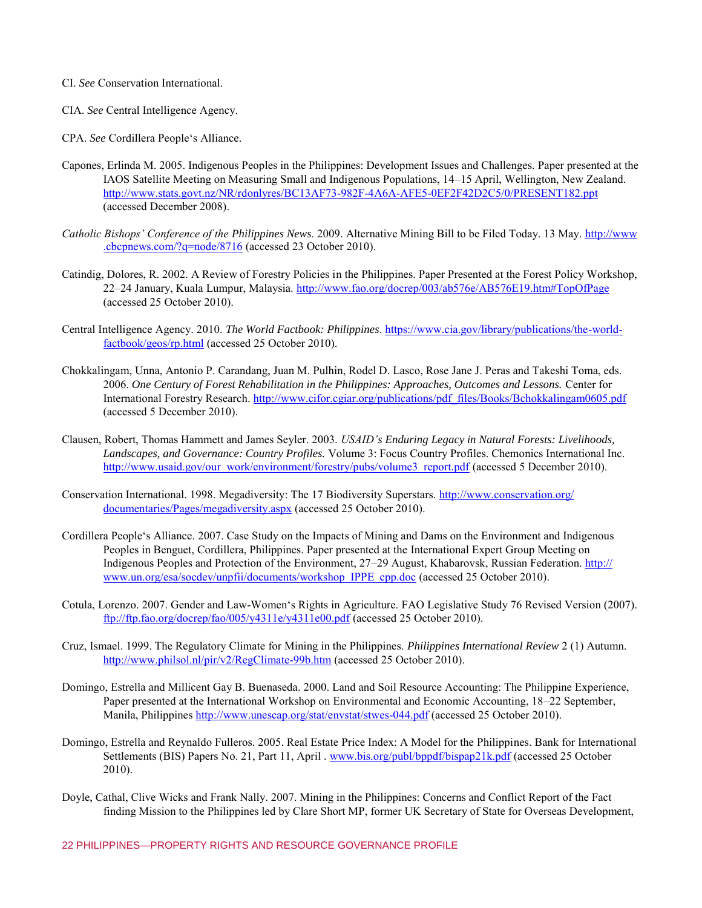CI. *See* Conservation International.

CIA. *See* Central Intelligence Agency.

CPA. *See* Cordillera People's Alliance.

Capones, Erlinda M. 2005. Indigenous Peoples in the Philippines: Development Issues and Challenges. Paper presented at the IAOS Satellite Meeting on Measuring Small and Indigenous Populations, 14–15 April, Wellington, New Zealand. http://www.stats.govt.nz/NR/rdonlyres/BC13AF73-982F-4A6A-AFE5-0EF2F42D2C5/0/PRESENT182.ppt (accessed December 2008).

*Catholic Bishops' Conference of the Philippines News*. 2009. Alternative Mining Bill to be Filed Today. 13 May. http://www.cbcpnews.com/?q=node/8716 (accessed 23 October 2010).

Catindig, Dolores, R. 2002. A Review of Forestry Policies in the Philippines. Paper Presented at the Forest Policy Workshop, 22–24 January, Kuala Lumpur, Malaysia. http://www.fao.org/docrep/003/ab576e/AB576E19.htm#TopOfPage (accessed 25 October 2010).

Central Intelligence Agency. 2010. *The World Factbook: Philippines*. https://www.cia.gov/library/publications/the-world-factbook/geos/rp.html (accessed 25 October 2010).

Chokkalingam, Unna, Antonio P. Carandang, Juan M. Pulhin, Rodel D. Lasco, Rose Jane J. Peras and Takeshi Toma, eds. 2006. *One Century of Forest Rehabilitation in the Philippines: Approaches, Outcomes and Lessons.* Center for International Forestry Research. http://www.cifor.cgiar.org/publications/pdf_files/Books/Bchokkalingam0605.pdf (accessed 5 December 2010).

Clausen, Robert, Thomas Hammett and James Seyler. 2003. *USAID's Enduring Legacy in Natural Forests: Livelihoods, Landscapes, and Governance: Country Profiles.* Volume 3: Focus Country Profiles. Chemonics International Inc. http://www.usaid.gov/our_work/environment/forestry/pubs/volume3_report.pdf (accessed 5 December 2010).

Conservation International. 1998. Megadiversity: The 17 Biodiversity Superstars. http://www.conservation.org/documentaries/Pages/megadiversity.aspx (accessed 25 October 2010).

Cordillera People's Alliance. 2007. Case Study on the Impacts of Mining and Dams on the Environment and Indigenous Peoples in Benguet, Cordillera, Philippines. Paper presented at the International Expert Group Meeting on Indigenous Peoples and Protection of the Environment, 27–29 August, Khabarovsk, Russian Federation. http://www.un.org/esa/socdev/unpfii/documents/workshop_IPPE_cpp.doc (accessed 25 October 2010).

Cotula, Lorenzo. 2007. Gender and Law-Women's Rights in Agriculture. FAO Legislative Study 76 Revised Version (2007). ftp://ftp.fao.org/docrep/fao/005/y4311e/y4311e00.pdf (accessed 25 October 2010).

Cruz, Ismael. 1999. The Regulatory Climate for Mining in the Philippines. *Philippines International Review* 2 (1) Autumn. http://www.philsol.nl/pir/v2/RegClimate-99b.htm (accessed 25 October 2010).

Domingo, Estrella and Millicent Gay B. Buenaseda. 2000. Land and Soil Resource Accounting: The Philippine Experience, Paper presented at the International Workshop on Environmental and Economic Accounting, 18–22 September, Manila, Philippines http://www.unescap.org/stat/envstat/stwes-044.pdf (accessed 25 October 2010).

Domingo, Estrella and Reynaldo Fulleros. 2005. Real Estate Price Index: A Model for the Philippines. Bank for International Settlements (BIS) Papers No. 21, Part 11, April . www.bis.org/publ/bppdf/bispap21k.pdf (accessed 25 October 2010).

Doyle, Cathal, Clive Wicks and Frank Nally. 2007. Mining in the Philippines: Concerns and Conflict Report of the Fact finding Mission to the Philippines led by Clare Short MP, former UK Secretary of State for Overseas Development,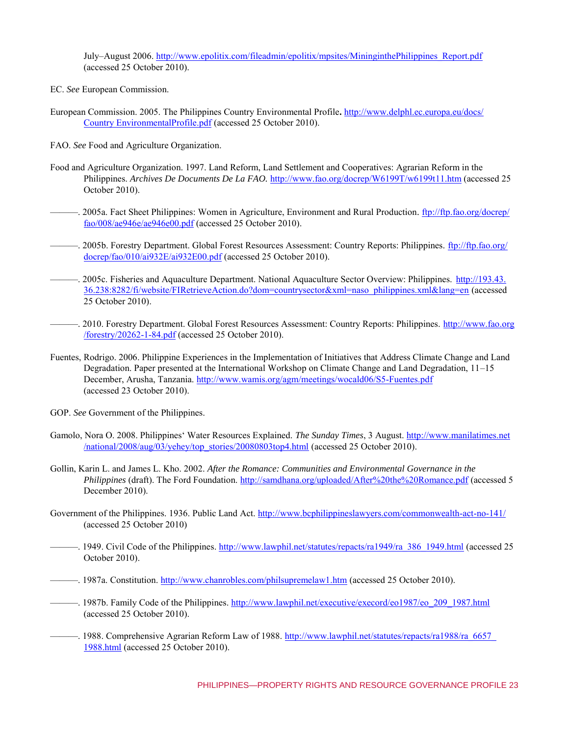July–August 2006. http://www.epolitix.com/fileadmin/epolitix/mpsites/MininginthePhilippines_Report.pdf (accessed 25 October 2010).

EC. *See* European Commission.

European Commission. 2005. The Philippines Country Environmental Profile**.** http://www.delphl.ec.europa.eu/docs/Country EnvironmentalProfile.pdf (accessed 25 October 2010).

FAO. *See* Food and Agriculture Organization.

Food and Agriculture Organization. 1997. Land Reform, Land Settlement and Cooperatives: Agrarian Reform in the Philippines. *Archives De Documents De La FAO.* http://www.fao.org/docrep/W6199T/w6199t11.htm (accessed 25 October 2010).

———. 2005a. Fact Sheet Philippines: Women in Agriculture, Environment and Rural Production. ftp://ftp.fao.org/docrep/fao/008/ae946e/ae946e00.pdf (accessed 25 October 2010).

———. 2005b. Forestry Department. Global Forest Resources Assessment: Country Reports: Philippines. ftp://ftp.fao.org/docrep/fao/010/ai932E/ai932E00.pdf (accessed 25 October 2010).

———. 2005c. Fisheries and Aquaculture Department. National Aquaculture Sector Overview: Philippines. http://193.43.36.238:8282/fi/website/FIRetrieveAction.do?dom=countrysector&xml=naso_philippines.xml&lang=en (accessed 25 October 2010).

———. 2010. Forestry Department. Global Forest Resources Assessment: Country Reports: Philippines. http://www.fao.org/forestry/20262-1-84.pdf (accessed 25 October 2010).

Fuentes, Rodrigo. 2006. Philippine Experiences in the Implementation of Initiatives that Address Climate Change and Land Degradation. Paper presented at the International Workshop on Climate Change and Land Degradation, 11–15 December, Arusha, Tanzania. http://www.wamis.org/agm/meetings/wocald06/S5-Fuentes.pdf (accessed 23 October 2010).

GOP. *See* Government of the Philippines.

Gamolo, Nora O. 2008. Philippines' Water Resources Explained. *The Sunday Times*, 3 August. http://www.manilatimes.net/national/2008/aug/03/yehey/top_stories/20080803top4.html (accessed 25 October 2010).

Gollin, Karin L. and James L. Kho. 2002. *After the Romance: Communities and Environmental Governance in the Philippines* (draft). The Ford Foundation. http://samdhana.org/uploaded/After%20the%20Romance.pdf (accessed 5 December 2010).

Government of the Philippines. 1936. Public Land Act. http://www.bcphilippineslawyers.com/commonwealth-act-no-141/ (accessed 25 October 2010)

———. 1949. Civil Code of the Philippines. http://www.lawphil.net/statutes/repacts/ra1949/ra_386_1949.html (accessed 25 October 2010).

———. 1987a. Constitution. http://www.chanrobles.com/philsupremelaw1.htm (accessed 25 October 2010).

———. 1987b. Family Code of the Philippines. http://www.lawphil.net/executive/execord/eo1987/eo_209_1987.html (accessed 25 October 2010).

———. 1988. Comprehensive Agrarian Reform Law of 1988. http://www.lawphil.net/statutes/repacts/ra1988/ra_6657_1988.html (accessed 25 October 2010).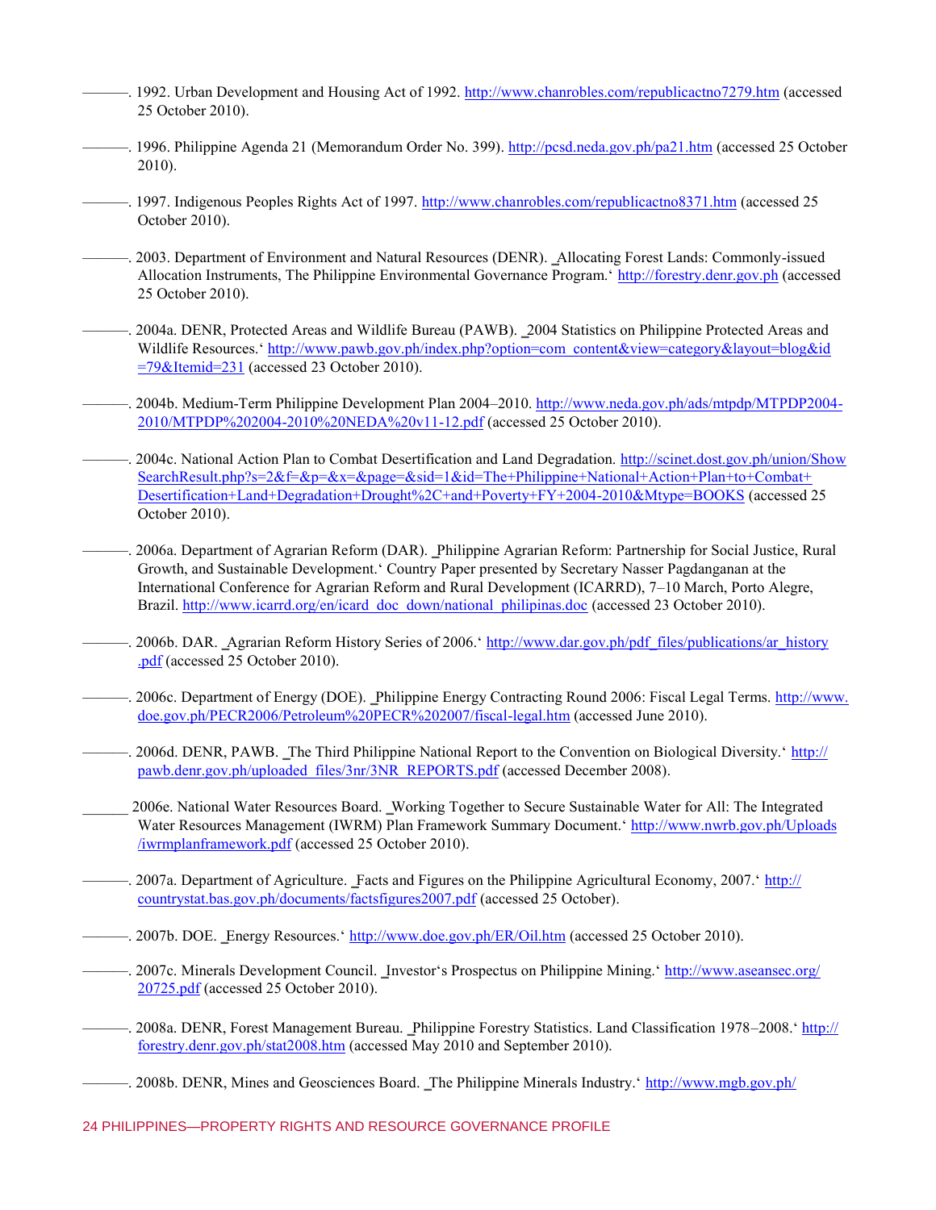———. 1992. Urban Development and Housing Act of 1992. http://www.chanrobles.com/republicactno7279.htm (accessed 25 October 2010).

———. 1996. Philippine Agenda 21 (Memorandum Order No. 399). http://pcsd.neda.gov.ph/pa21.htm (accessed 25 October 2010).

———. 1997. Indigenous Peoples Rights Act of 1997. http://www.chanrobles.com/republicactno8371.htm (accessed 25 October 2010).

———. 2003. Department of Environment and Natural Resources (DENR). ‗Allocating Forest Lands: Commonly-issued Allocation Instruments, The Philippine Environmental Governance Program.' http://forestry.denr.gov.ph (accessed 25 October 2010).

———. 2004a. DENR, Protected Areas and Wildlife Bureau (PAWB). ‗2004 Statistics on Philippine Protected Areas and Wildlife Resources.' http://www.pawb.gov.ph/index.php?option=com_content&view=category&layout=blog&id=79&Itemid=231 (accessed 23 October 2010).

———. 2004b. Medium-Term Philippine Development Plan 2004–2010. http://www.neda.gov.ph/ads/mtpdp/MTPDP2004-2010/MTPDP%202004-2010%20NEDA%20v11-12.pdf (accessed 25 October 2010).

———. 2004c. National Action Plan to Combat Desertification and Land Degradation. http://scinet.dost.gov.ph/union/ShowSearchResult.php?s=2&f=&p=&x=&page=&sid=1&id=The+Philippine+National+Action+Plan+to+Combat+Desertification+Land+Degradation+Drought%2C+and+Poverty+FY+2004-2010&Mtype=BOOKS (accessed 25 October 2010).

———. 2006a. Department of Agrarian Reform (DAR). ‗Philippine Agrarian Reform: Partnership for Social Justice, Rural Growth, and Sustainable Development.' Country Paper presented by Secretary Nasser Pagdanganan at the International Conference for Agrarian Reform and Rural Development (ICARRD), 7–10 March, Porto Alegre, Brazil. http://www.icarrd.org/en/icard_doc_down/national_philipinas.doc (accessed 23 October 2010).

———. 2006b. DAR. ‗Agrarian Reform History Series of 2006.' http://www.dar.gov.ph/pdf_files/publications/ar_history.pdf (accessed 25 October 2010).

———. 2006c. Department of Energy (DOE). ‗Philippine Energy Contracting Round 2006: Fiscal Legal Terms. http://www.doe.gov.ph/PECR2006/Petroleum%20PECR%202007/fiscal-legal.htm (accessed June 2010).

———. 2006d. DENR, PAWB. ‗The Third Philippine National Report to the Convention on Biological Diversity.' http://pawb.denr.gov.ph/uploaded_files/3nr/3NR_REPORTS.pdf (accessed December 2008).

______ 2006e. National Water Resources Board. ‗Working Together to Secure Sustainable Water for All: The Integrated Water Resources Management (IWRM) Plan Framework Summary Document.' http://www.nwrb.gov.ph/Uploads/iwrmplanframework.pdf (accessed 25 October 2010).

———. 2007a. Department of Agriculture. ‗Facts and Figures on the Philippine Agricultural Economy, 2007.' http://countrystat.bas.gov.ph/documents/factsfigures2007.pdf (accessed 25 October).

———. 2007b. DOE. ‗Energy Resources.' http://www.doe.gov.ph/ER/Oil.htm (accessed 25 October 2010).

———. 2007c. Minerals Development Council. ‗Investor's Prospectus on Philippine Mining.' http://www.aseansec.org/20725.pdf (accessed 25 October 2010).

———. 2008a. DENR, Forest Management Bureau. ‗Philippine Forestry Statistics. Land Classification 1978–2008.' http://forestry.denr.gov.ph/stat2008.htm (accessed May 2010 and September 2010).

———. 2008b. DENR, Mines and Geosciences Board. ‗The Philippine Minerals Industry.' http://www.mgb.gov.ph/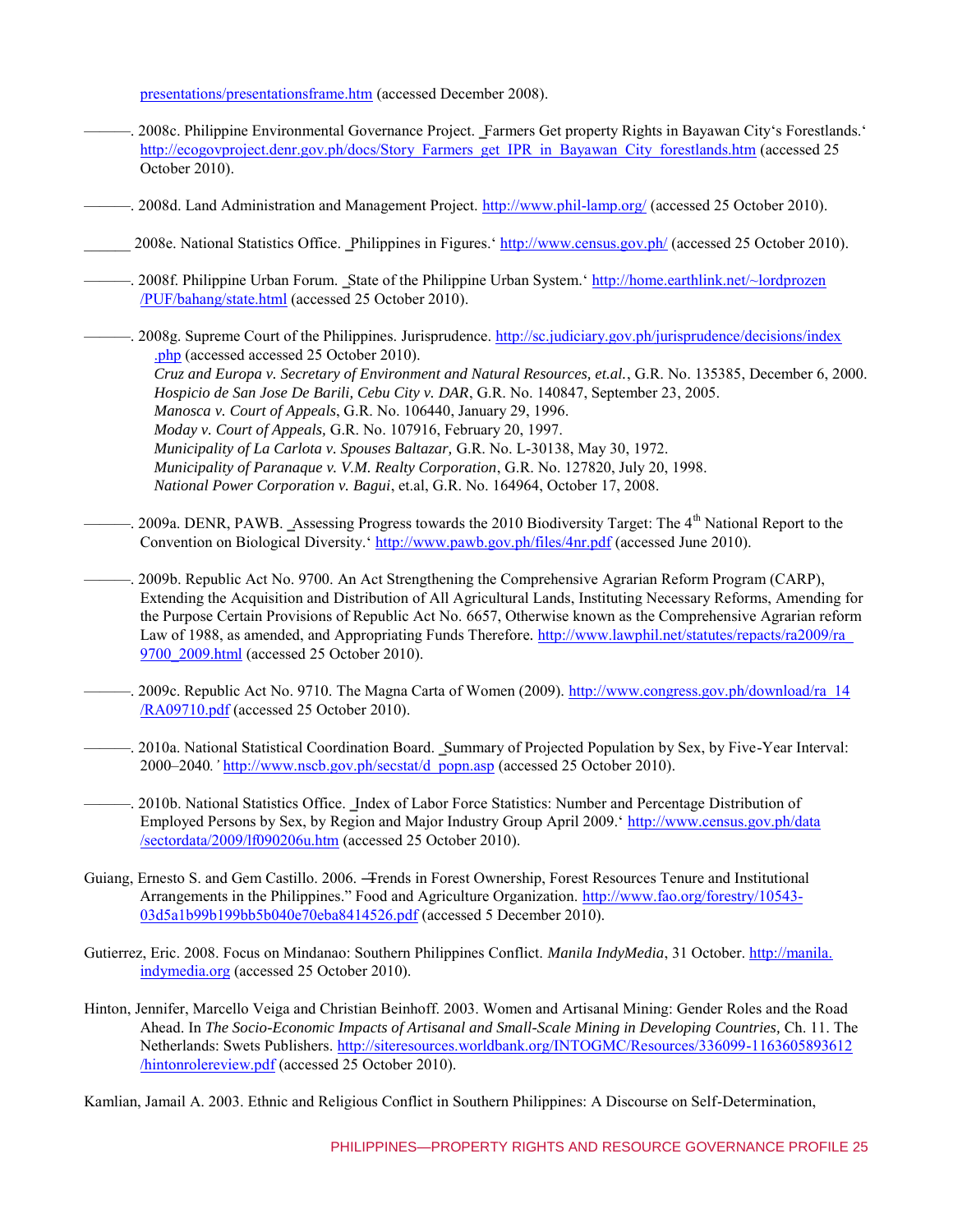presentations/presentationsframe.htm (accessed December 2008).

———. 2008c. Philippine Environmental Governance Project. ‗Farmers Get property Rights in Bayawan City's Forestlands.' http://ecogovproject.denr.gov.ph/docs/Story_Farmers_get_IPR_in_Bayawan_City_forestlands.htm (accessed 25 October 2010).

———. 2008d. Land Administration and Management Project. http://www.phil-lamp.org/ (accessed 25 October 2010).

______ 2008e. National Statistics Office. ‗Philippines in Figures.' http://www.census.gov.ph/ (accessed 25 October 2010).

———. 2008f. Philippine Urban Forum. ‗State of the Philippine Urban System.' http://home.earthlink.net/~lordprozen/PUF/bahang/state.html (accessed 25 October 2010).

———. 2008g. Supreme Court of the Philippines. Jurisprudence. http://sc.judiciary.gov.ph/jurisprudence/decisions/index.php (accessed accessed 25 October 2010).
*Cruz and Europa v. Secretary of Environment and Natural Resources, et.al.*, G.R. No. 135385, December 6, 2000.
*Hospicio de San Jose De Barili, Cebu City v. DAR*, G.R. No. 140847, September 23, 2005.
*Manosca v. Court of Appeals*, G.R. No. 106440, January 29, 1996.
*Moday v. Court of Appeals,* G.R. No. 107916, February 20, 1997.
*Municipality of La Carlota v. Spouses Baltazar,* G.R. No. L-30138, May 30, 1972.
*Municipality of Paranaque v. V.M. Realty Corporation*, G.R. No. 127820, July 20, 1998.
*National Power Corporation v. Bagui*, et.al, G.R. No. 164964, October 17, 2008.

———. 2009a. DENR, PAWB. ‗Assessing Progress towards the 2010 Biodiversity Target: The 4th National Report to the Convention on Biological Diversity.' http://www.pawb.gov.ph/files/4nr.pdf (accessed June 2010).

———. 2009b. Republic Act No. 9700. An Act Strengthening the Comprehensive Agrarian Reform Program (CARP), Extending the Acquisition and Distribution of All Agricultural Lands, Instituting Necessary Reforms, Amending for the Purpose Certain Provisions of Republic Act No. 6657, Otherwise known as the Comprehensive Agrarian reform Law of 1988, as amended, and Appropriating Funds Therefore. http://www.lawphil.net/statutes/repacts/ra2009/ra_9700_2009.html (accessed 25 October 2010).

———. 2009c. Republic Act No. 9710. The Magna Carta of Women (2009). http://www.congress.gov.ph/download/ra_14/RA09710.pdf (accessed 25 October 2010).

———. 2010a. National Statistical Coordination Board. ‗Summary of Projected Population by Sex, by Five-Year Interval: 2000–2040.' http://www.nscb.gov.ph/secstat/d_popn.asp (accessed 25 October 2010).

———. 2010b. National Statistics Office. ‗Index of Labor Force Statistics: Number and Percentage Distribution of Employed Persons by Sex, by Region and Major Industry Group April 2009.' http://www.census.gov.ph/data/sectordata/2009/lf090206u.htm (accessed 25 October 2010).

Guiang, Ernesto S. and Gem Castillo. 2006. ―Trends in Forest Ownership, Forest Resources Tenure and Institutional Arrangements in the Philippines." Food and Agriculture Organization. http://www.fao.org/forestry/10543-03d5a1b99b199bb5b040e70eba8414526.pdf (accessed 5 December 2010).

Gutierrez, Eric. 2008. Focus on Mindanao: Southern Philippines Conflict. *Manila IndyMedia*, 31 October. http://manila.indymedia.org (accessed 25 October 2010).

Hinton, Jennifer, Marcello Veiga and Christian Beinhoff. 2003. Women and Artisanal Mining: Gender Roles and the Road Ahead. In *The Socio-Economic Impacts of Artisanal and Small-Scale Mining in Developing Countries,* Ch. 11. The Netherlands: Swets Publishers. http://siteresources.worldbank.org/INTOGMC/Resources/336099-1163605893612/hintonrolereview.pdf (accessed 25 October 2010).

Kamlian, Jamail A. 2003. Ethnic and Religious Conflict in Southern Philippines: A Discourse on Self-Determination,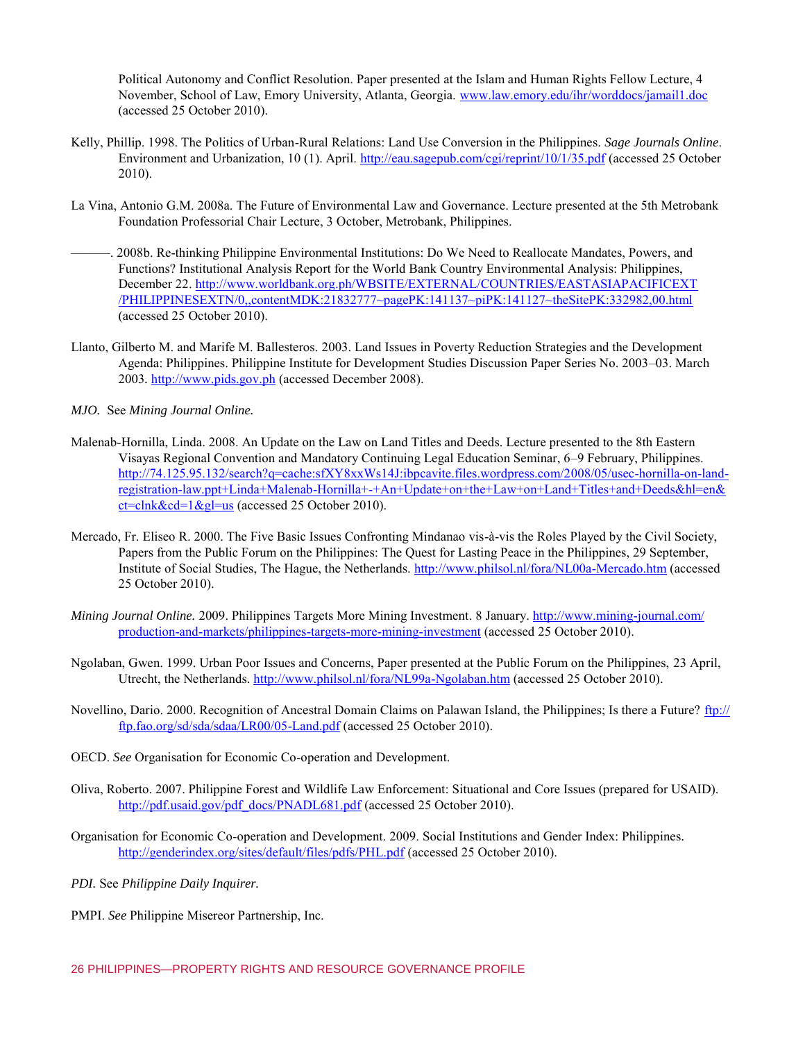Political Autonomy and Conflict Resolution. Paper presented at the Islam and Human Rights Fellow Lecture, 4 November, School of Law, Emory University, Atlanta, Georgia. www.law.emory.edu/ihr/worddocs/jamail1.doc (accessed 25 October 2010).

Kelly, Phillip. 1998. The Politics of Urban-Rural Relations: Land Use Conversion in the Philippines. *Sage Journals Online*. Environment and Urbanization, 10 (1). April. http://eau.sagepub.com/cgi/reprint/10/1/35.pdf (accessed 25 October 2010).

La Vina, Antonio G.M. 2008a. The Future of Environmental Law and Governance. Lecture presented at the 5th Metrobank Foundation Professorial Chair Lecture, 3 October, Metrobank, Philippines.

———. 2008b. Re-thinking Philippine Environmental Institutions: Do We Need to Reallocate Mandates, Powers, and Functions? Institutional Analysis Report for the World Bank Country Environmental Analysis: Philippines, December 22. http://www.worldbank.org.ph/WBSITE/EXTERNAL/COUNTRIES/EASTASIAPACIFICEXT/PHILIPPINESEXTN/0,,contentMDK:21832777~pagePK:141137~piPK:141127~theSitePK:332982,00.html (accessed 25 October 2010).

Llanto, Gilberto M. and Marife M. Ballesteros. 2003. Land Issues in Poverty Reduction Strategies and the Development Agenda: Philippines. Philippine Institute for Development Studies Discussion Paper Series No. 2003–03. March 2003. http://www.pids.gov.ph (accessed December 2008).

*MJO*. See *Mining Journal Online*.

Malenab-Hornilla, Linda. 2008. An Update on the Law on Land Titles and Deeds. Lecture presented to the 8th Eastern Visayas Regional Convention and Mandatory Continuing Legal Education Seminar, 6–9 February, Philippines. http://74.125.95.132/search?q=cache:sfXY8xxWs14J:ibpcavite.files.wordpress.com/2008/05/usec-hornilla-on-land-registration-law.ppt+Linda+Malenab-Hornilla+-+An+Update+on+the+Law+on+Land+Titles+and+Deeds&hl=en&ct=clnk&cd=1&gl=us (accessed 25 October 2010).

Mercado, Fr. Eliseo R. 2000. The Five Basic Issues Confronting Mindanao vis-à-vis the Roles Played by the Civil Society, Papers from the Public Forum on the Philippines: The Quest for Lasting Peace in the Philippines, 29 September, Institute of Social Studies, The Hague, the Netherlands. http://www.philsol.nl/fora/NL00a-Mercado.htm (accessed 25 October 2010).

*Mining Journal Online*. 2009. Philippines Targets More Mining Investment. 8 January. http://www.mining-journal.com/production-and-markets/philippines-targets-more-mining-investment (accessed 25 October 2010).

Ngolaban, Gwen. 1999. Urban Poor Issues and Concerns, Paper presented at the Public Forum on the Philippines, 23 April, Utrecht, the Netherlands. http://www.philsol.nl/fora/NL99a-Ngolaban.htm (accessed 25 October 2010).

Novellino, Dario. 2000. Recognition of Ancestral Domain Claims on Palawan Island, the Philippines; Is there a Future? ftp://ftp.fao.org/sd/sda/sdaa/LR00/05-Land.pdf (accessed 25 October 2010).

OECD. *See* Organisation for Economic Co-operation and Development.

Oliva, Roberto. 2007. Philippine Forest and Wildlife Law Enforcement: Situational and Core Issues (prepared for USAID). http://pdf.usaid.gov/pdf_docs/PNADL681.pdf (accessed 25 October 2010).

Organisation for Economic Co-operation and Development. 2009. Social Institutions and Gender Index: Philippines. http://genderindex.org/sites/default/files/pdfs/PHL.pdf (accessed 25 October 2010).

*PDI*. See *Philippine Daily Inquirer*.

PMPI. *See* Philippine Misereor Partnership, Inc.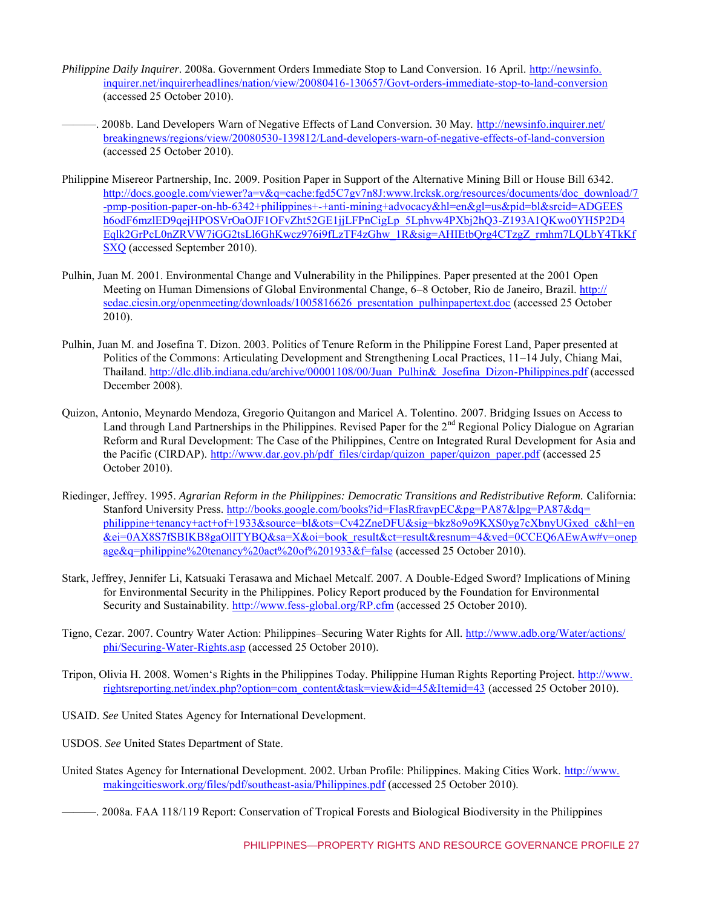*Philippine Daily Inquirer*. 2008a. Government Orders Immediate Stop to Land Conversion. 16 April. http://newsinfo.inquirer.net/inquirerheadlines/nation/view/20080416-130657/Govt-orders-immediate-stop-to-land-conversion (accessed 25 October 2010).

———. 2008b. Land Developers Warn of Negative Effects of Land Conversion. 30 May. http://newsinfo.inquirer.net/breakingnews/regions/view/20080530-139812/Land-developers-warn-of-negative-effects-of-land-conversion (accessed 25 October 2010).

Philippine Misereor Partnership, Inc. 2009. Position Paper in Support of the Alternative Mining Bill or House Bill 6342. http://docs.google.com/viewer?a=v&q=cache:fgd5C7gv7n8J:www.lrcksk.org/resources/documents/doc_download/7-pmp-position-paper-on-hb-6342+philippines+-+anti-mining+advocacy&hl=en&gl=us&pid=bl&srcid=ADGEESh6odF6mzlED9qejHPOSVrOaOJF1OFvZht52GE1jjLFPnCigLp_5Lphvw4PXbj2hQ3-Z193A1QKwo0YH5P2D4Eqlk2GrPcL0nZRVW7iGG2tsLl6GhKwcz976i9fLzTF4zGhw_1R&sig=AHIEtbQrg4CTzgZ_rmhm7LQLbY4TkKfSXQ (accessed September 2010).

Pulhin, Juan M. 2001. Environmental Change and Vulnerability in the Philippines. Paper presented at the 2001 Open Meeting on Human Dimensions of Global Environmental Change, 6–8 October, Rio de Janeiro, Brazil. http://sedac.ciesin.org/openmeeting/downloads/1005816626_presentation_pulhinpapertext.doc (accessed 25 October 2010).

Pulhin, Juan M. and Josefina T. Dizon. 2003. Politics of Tenure Reform in the Philippine Forest Land, Paper presented at Politics of the Commons: Articulating Development and Strengthening Local Practices, 11–14 July, Chiang Mai, Thailand. http://dlc.dlib.indiana.edu/archive/00001108/00/Juan_Pulhin&_Josefina_Dizon-Philippines.pdf (accessed December 2008).

Quizon, Antonio, Meynardo Mendoza, Gregorio Quitangon and Maricel A. Tolentino. 2007. Bridging Issues on Access to Land through Land Partnerships in the Philippines. Revised Paper for the 2nd Regional Policy Dialogue on Agrarian Reform and Rural Development: The Case of the Philippines, Centre on Integrated Rural Development for Asia and the Pacific (CIRDAP). http://www.dar.gov.ph/pdf_files/cirdap/quizon_paper/quizon_paper.pdf (accessed 25 October 2010).

Riedinger, Jeffrey. 1995. *Agrarian Reform in the Philippines: Democratic Transitions and Redistributive Reform.* California: Stanford University Press. http://books.google.com/books?id=FlasRfravpEC&pg=PA87&lpg=PA87&dq=philippine+tenancy+act+of+1933&source=bl&ots=Cv42ZneDFU&sig=bkz8o9o9KXS0yg7cXbnyUGxed_c&hl=en&ei=0AX8S7fSBIKB8gaOlITYBQ&sa=X&oi=book_result&ct=result&resnum=4&ved=0CCEQ6AEwAw#v=onepage&q=philippine%20tenancy%20act%20of%201933&f=false (accessed 25 October 2010).

Stark, Jeffrey, Jennifer Li, Katsuaki Terasawa and Michael Metcalf. 2007. A Double-Edged Sword? Implications of Mining for Environmental Security in the Philippines. Policy Report produced by the Foundation for Environmental Security and Sustainability. http://www.fess-global.org/RP.cfm (accessed 25 October 2010).

Tigno, Cezar. 2007. Country Water Action: Philippines–Securing Water Rights for All. http://www.adb.org/Water/actions/phi/Securing-Water-Rights.asp (accessed 25 October 2010).

Tripon, Olivia H. 2008. Women's Rights in the Philippines Today. Philippine Human Rights Reporting Project. http://www.rightsreporting.net/index.php?option=com_content&task=view&id=45&Itemid=43 (accessed 25 October 2010).

USAID. *See* United States Agency for International Development.

USDOS. *See* United States Department of State.

United States Agency for International Development. 2002. Urban Profile: Philippines. Making Cities Work. http://www.makingcitieswork.org/files/pdf/southeast-asia/Philippines.pdf (accessed 25 October 2010).

———. 2008a. FAA 118/119 Report: Conservation of Tropical Forests and Biological Biodiversity in the Philippines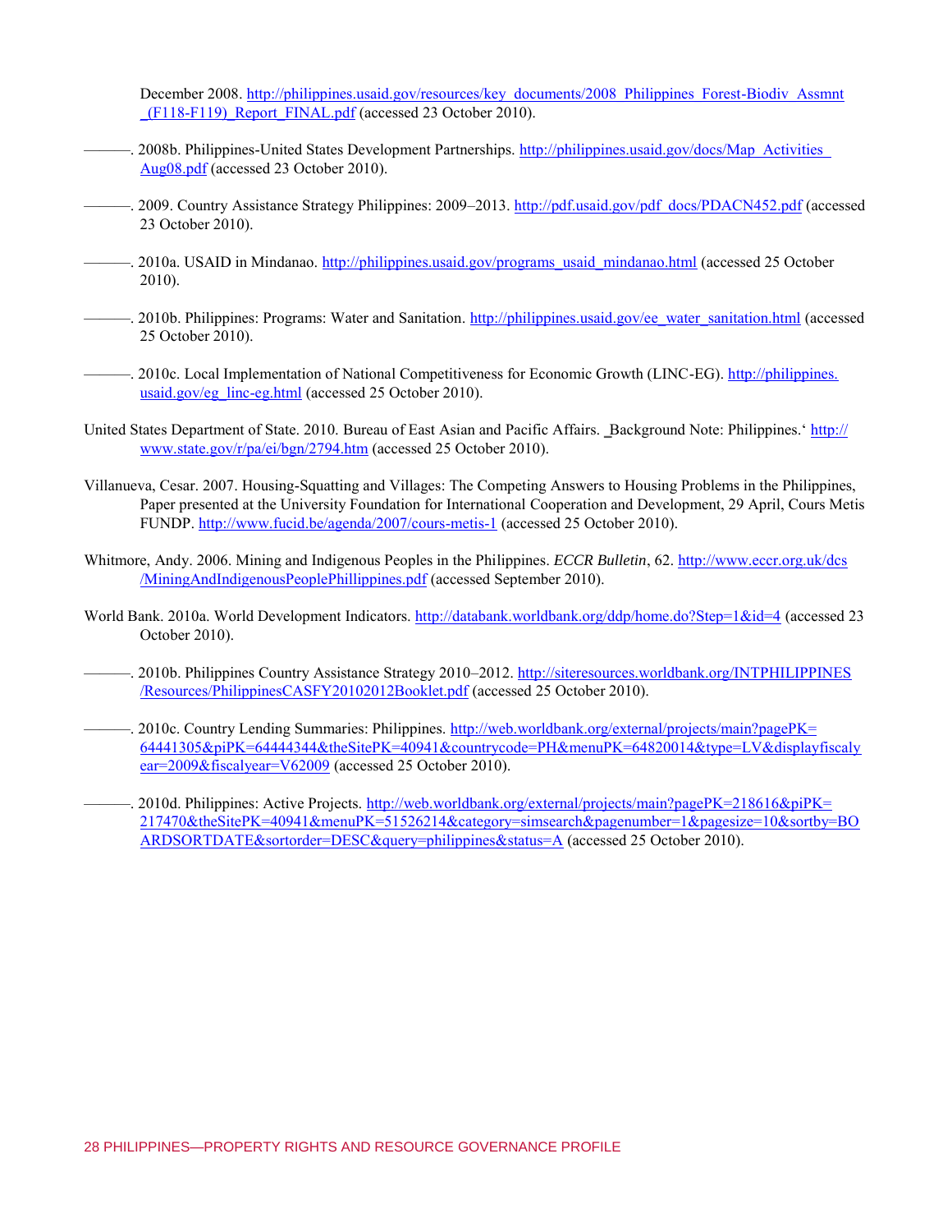December 2008. http://philippines.usaid.gov/resources/key_documents/2008_Philippines_Forest-Biodiv_Assmnt_(F118-F119)_Report_FINAL.pdf (accessed 23 October 2010).

———. 2008b. Philippines-United States Development Partnerships. http://philippines.usaid.gov/docs/Map_Activities_Aug08.pdf (accessed 23 October 2010).

———. 2009. Country Assistance Strategy Philippines: 2009–2013. http://pdf.usaid.gov/pdf_docs/PDACN452.pdf (accessed 23 October 2010).

———. 2010a. USAID in Mindanao. http://philippines.usaid.gov/programs_usaid_mindanao.html (accessed 25 October 2010).

———. 2010b. Philippines: Programs: Water and Sanitation. http://philippines.usaid.gov/ee_water_sanitation.html (accessed 25 October 2010).

———. 2010c. Local Implementation of National Competitiveness for Economic Growth (LINC-EG). http://philippines.usaid.gov/eg_linc-eg.html (accessed 25 October 2010).

United States Department of State. 2010. Bureau of East Asian and Pacific Affairs. _Background Note: Philippines.' http://www.state.gov/r/pa/ei/bgn/2794.htm (accessed 25 October 2010).

Villanueva, Cesar. 2007. Housing-Squatting and Villages: The Competing Answers to Housing Problems in the Philippines, Paper presented at the University Foundation for International Cooperation and Development, 29 April, Cours Metis FUNDP. http://www.fucid.be/agenda/2007/cours-metis-1 (accessed 25 October 2010).

Whitmore, Andy. 2006. Mining and Indigenous Peoples in the Philippines. *ECCR Bulletin*, 62. http://www.eccr.org.uk/dcs/MiningAndIndigenousPeoplePhillippines.pdf (accessed September 2010).

World Bank. 2010a. World Development Indicators. http://databank.worldbank.org/ddp/home.do?Step=1&id=4 (accessed 23 October 2010).

———. 2010b. Philippines Country Assistance Strategy 2010–2012. http://siteresources.worldbank.org/INTPHILIPPINES/Resources/PhilippinesCASFY20102012Booklet.pdf (accessed 25 October 2010).

———. 2010c. Country Lending Summaries: Philippines. http://web.worldbank.org/external/projects/main?pagePK=64441305&piPK=64444344&theSitePK=40941&countrycode=PH&menuPK=64820014&type=LV&displayfiscalyear=2009&fiscalyear=V62009 (accessed 25 October 2010).

———. 2010d. Philippines: Active Projects. http://web.worldbank.org/external/projects/main?pagePK=218616&piPK=217470&theSitePK=40941&menuPK=51526214&category=simsearch&pagenumber=1&pagesize=10&sortby=BOARDSORTDATE&sortorder=DESC&query=philippines&status=A (accessed 25 October 2010).